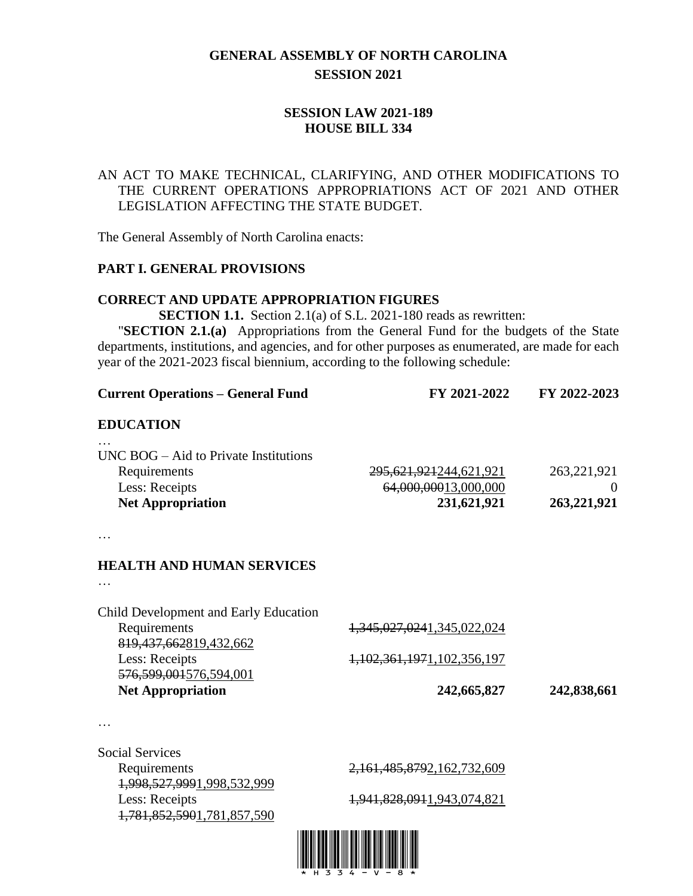# GENERAL ASSEMBLY OF NORTH CAROLINA
## SESSION 2021

### SESSION LAW 2021-189
### HOUSE BILL 334

AN ACT TO MAKE TECHNICAL, CLARIFYING, AND OTHER MODIFICATIONS TO THE CURRENT OPERATIONS APPROPRIATIONS ACT OF 2021 AND OTHER LEGISLATION AFFECTING THE STATE BUDGET.

The General Assembly of North Carolina enacts:

## PART I. GENERAL PROVISIONS

### CORRECT AND UPDATE APPROPRIATION FIGURES

**SECTION 1.1.** Section 2.1(a) of S.L. 2021-180 reads as rewritten:

"**SECTION 2.1.(a)** Appropriations from the General Fund for the budgets of the State departments, institutions, and agencies, and for other purposes as enumerated, are made for each year of the 2021-2023 fiscal biennium, according to the following schedule:

| **Current Operations – General Fund** | **FY 2021-2022** | **FY 2022-2023** |
|---|---|---|
| **EDUCATION** | | |
| … | | |
| UNC BOG – Aid to Private Institutions | | |
| Requirements | ~~295,621,921~~<u>244,621,921</u> | 263,221,921 |
| Less: Receipts | ~~64,000,000~~<u>13,000,000</u> | 0 |
| **Net Appropriation** | **231,621,921** | **263,221,921** |
| … | | |
| **HEALTH AND HUMAN SERVICES** | | |
| … | | |
| Child Development and Early Education | | |
| Requirements | ~~1,345,027,024~~<u>1,345,022,024</u> | ~~819,437,662~~<u>819,432,662</u> |
| Less: Receipts | ~~1,102,361,197~~<u>1,102,356,197</u> | ~~576,599,001~~<u>576,594,001</u> |
| **Net Appropriation** | **242,665,827** | **242,838,661** |
| … | | |
| Social Services | | |
| Requirements | ~~2,161,485,879~~<u>2,162,732,609</u> | ~~1,998,527,999~~<u>1,998,532,999</u> |
| Less: Receipts | ~~1,941,828,091~~<u>1,943,074,821</u> | ~~1,781,852,590~~<u>1,781,857,590</u> |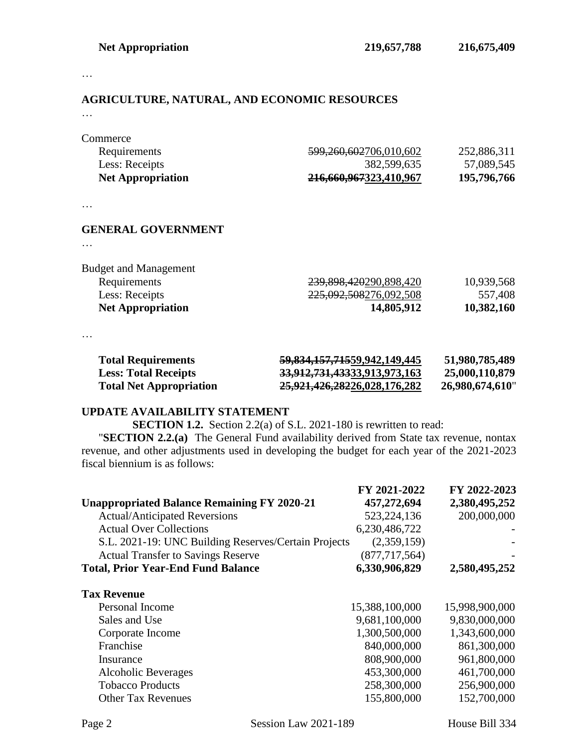| | | |
|---|---|---|
| **Net Appropriation** | **219,657,788** | **216,675,409** |

…

**AGRICULTURE, NATURAL, AND ECONOMIC RESOURCES**

…

| | | |
|---|---|---|
| Commerce | | |
| Requirements | ~~599,260,602~~706,010,602 | 252,886,311 |
| Less: Receipts | 382,599,635 | 57,089,545 |
| **Net Appropriation** | **~~216,660,967~~323,410,967** | **195,796,766** |

…

**GENERAL GOVERNMENT**

…

| | | |
|---|---|---|
| Budget and Management | | |
| Requirements | ~~239,898,420~~290,898,420 | 10,939,568 |
| Less: Receipts | ~~225,092,508~~276,092,508 | 557,408 |
| **Net Appropriation** | **14,805,912** | **10,382,160** |

…

| | | |
|---|---|---|
| **Total Requirements** | **~~59,834,157,715~~59,942,149,445** | **51,980,785,489** |
| **Less: Total Receipts** | **~~33,912,731,433~~33,913,973,163** | **25,000,110,879** |
| **Total Net Appropriation** | **~~25,921,426,282~~26,028,176,282** | **26,980,674,610**" |

**UPDATE AVAILABILITY STATEMENT**

**SECTION 1.2.** Section 2.2(a) of S.L. 2021-180 is rewritten to read:

"**SECTION 2.2.(a)** The General Fund availability derived from State tax revenue, nontax revenue, and other adjustments used in developing the budget for each year of the 2021-2023 fiscal biennium is as follows:

| | FY 2021-2022 | FY 2022-2023 |
|---|---|---|
| **Unappropriated Balance Remaining FY 2020-21** | **457,272,694** | **2,380,495,252** |
| Actual/Anticipated Reversions | 523,224,136 | 200,000,000 |
| Actual Over Collections | 6,230,486,722 | - |
| S.L. 2021-19: UNC Building Reserves/Certain Projects | (2,359,159) | - |
| Actual Transfer to Savings Reserve | (877,717,564) | - |
| **Total, Prior Year-End Fund Balance** | **6,330,906,829** | **2,580,495,252** |
| | | |
| **Tax Revenue** | | |
| Personal Income | 15,388,100,000 | 15,998,900,000 |
| Sales and Use | 9,681,100,000 | 9,830,000,000 |
| Corporate Income | 1,300,500,000 | 1,343,600,000 |
| Franchise | 840,000,000 | 861,300,000 |
| Insurance | 808,900,000 | 961,800,000 |
| Alcoholic Beverages | 453,300,000 | 461,700,000 |
| Tobacco Products | 258,300,000 | 256,900,000 |
| Other Tax Revenues | 155,800,000 | 152,700,000 |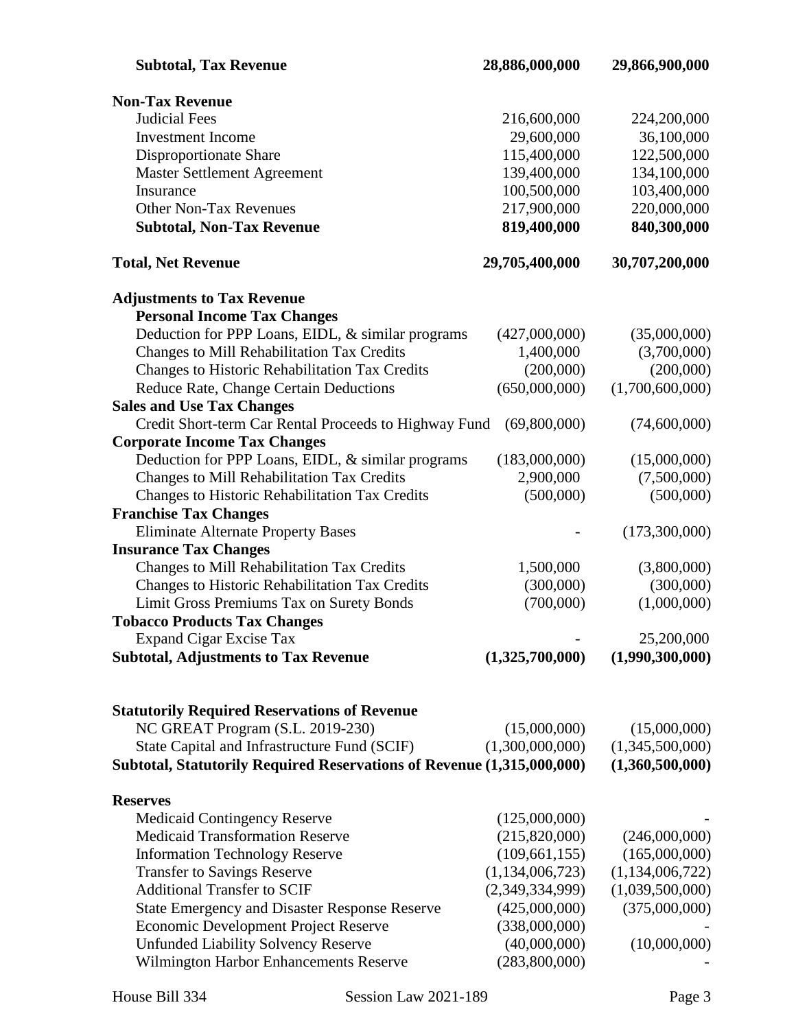| | | |
|---|---|---|
| **Subtotal, Tax Revenue** | **28,886,000,000** | **29,866,900,000** |
| | | |
| **Non-Tax Revenue** | | |
| Judicial Fees | 216,600,000 | 224,200,000 |
| Investment Income | 29,600,000 | 36,100,000 |
| Disproportionate Share | 115,400,000 | 122,500,000 |
| Master Settlement Agreement | 139,400,000 | 134,100,000 |
| Insurance | 100,500,000 | 103,400,000 |
| Other Non-Tax Revenues | 217,900,000 | 220,000,000 |
| **Subtotal, Non-Tax Revenue** | **819,400,000** | **840,300,000** |
| | | |
| **Total, Net Revenue** | **29,705,400,000** | **30,707,200,000** |
| | | |
| **Adjustments to Tax Revenue** | | |
| **Personal Income Tax Changes** | | |
| Deduction for PPP Loans, EIDL, & similar programs | (427,000,000) | (35,000,000) |
| Changes to Mill Rehabilitation Tax Credits | 1,400,000 | (3,700,000) |
| Changes to Historic Rehabilitation Tax Credits | (200,000) | (200,000) |
| Reduce Rate, Change Certain Deductions | (650,000,000) | (1,700,600,000) |
| **Sales and Use Tax Changes** | | |
| Credit Short-term Car Rental Proceeds to Highway Fund | (69,800,000) | (74,600,000) |
| **Corporate Income Tax Changes** | | |
| Deduction for PPP Loans, EIDL, & similar programs | (183,000,000) | (15,000,000) |
| Changes to Mill Rehabilitation Tax Credits | 2,900,000 | (7,500,000) |
| Changes to Historic Rehabilitation Tax Credits | (500,000) | (500,000) |
| **Franchise Tax Changes** | | |
| Eliminate Alternate Property Bases | - | (173,300,000) |
| **Insurance Tax Changes** | | |
| Changes to Mill Rehabilitation Tax Credits | 1,500,000 | (3,800,000) |
| Changes to Historic Rehabilitation Tax Credits | (300,000) | (300,000) |
| Limit Gross Premiums Tax on Surety Bonds | (700,000) | (1,000,000) |
| **Tobacco Products Tax Changes** | | |
| Expand Cigar Excise Tax | - | 25,200,000 |
| **Subtotal, Adjustments to Tax Revenue** | **(1,325,700,000)** | **(1,990,300,000)** |
| | | |
| **Statutorily Required Reservations of Revenue** | | |
| NC GREAT Program (S.L. 2019-230) | (15,000,000) | (15,000,000) |
| State Capital and Infrastructure Fund (SCIF) | (1,300,000,000) | (1,345,500,000) |
| **Subtotal, Statutorily Required Reservations of Revenue** | **(1,315,000,000)** | **(1,360,500,000)** |
| | | |
| **Reserves** | | |
| Medicaid Contingency Reserve | (125,000,000) | - |
| Medicaid Transformation Reserve | (215,820,000) | (246,000,000) |
| Information Technology Reserve | (109,661,155) | (165,000,000) |
| Transfer to Savings Reserve | (1,134,006,723) | (1,134,006,722) |
| Additional Transfer to SCIF | (2,349,334,999) | (1,039,500,000) |
| State Emergency and Disaster Response Reserve | (425,000,000) | (375,000,000) |
| Economic Development Project Reserve | (338,000,000) | - |
| Unfunded Liability Solvency Reserve | (40,000,000) | (10,000,000) |
| Wilmington Harbor Enhancements Reserve | (283,800,000) | - |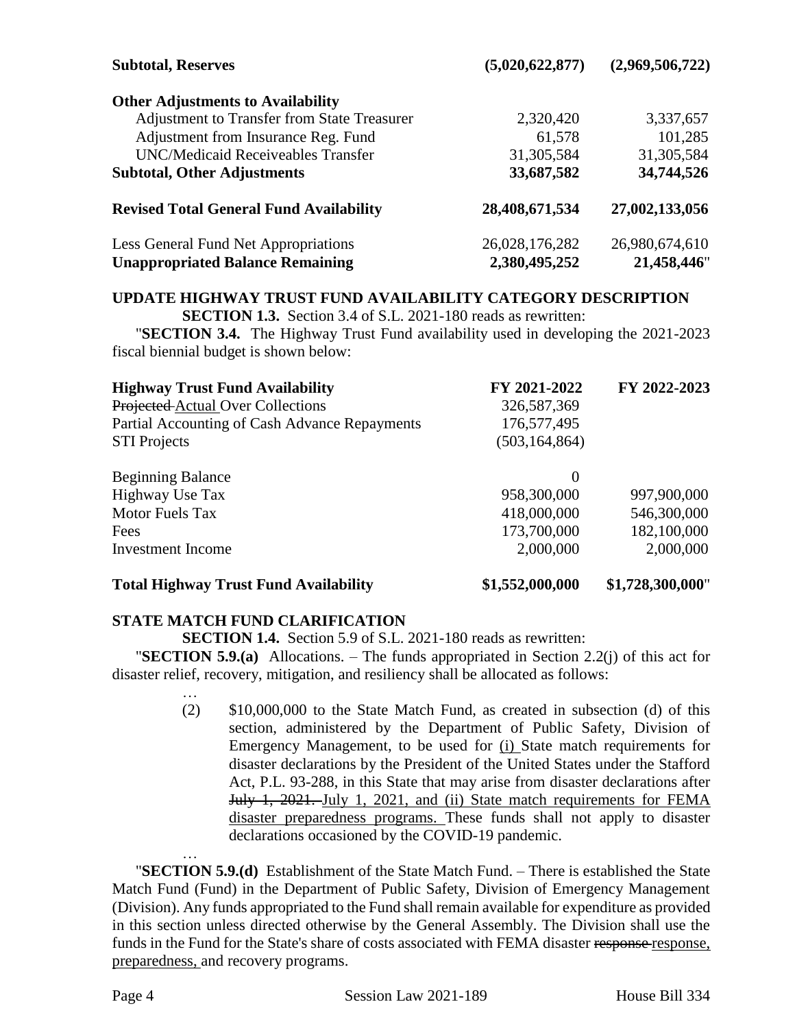| | | |
|---|---|---|
| **Subtotal, Reserves** | **(5,020,622,877)** | **(2,969,506,722)** |
| | | |
| **Other Adjustments to Availability** | | |
| Adjustment to Transfer from State Treasurer | 2,320,420 | 3,337,657 |
| Adjustment from Insurance Reg. Fund | 61,578 | 101,285 |
| UNC/Medicaid Receivables Transfer | 31,305,584 | 31,305,584 |
| **Subtotal, Other Adjustments** | **33,687,582** | **34,744,526** |
| | | |
| **Revised Total General Fund Availability** | **28,408,671,534** | **27,002,133,056** |
| | | |
| Less General Fund Net Appropriations | 26,028,176,282 | 26,980,674,610 |
| **Unappropriated Balance Remaining** | **2,380,495,252** | **21,458,446**" |

**UPDATE HIGHWAY TRUST FUND AVAILABILITY CATEGORY DESCRIPTION**

**SECTION 1.3.** Section 3.4 of S.L. 2021-180 reads as rewritten:

"**SECTION 3.4.** The Highway Trust Fund availability used in developing the 2021-2023 fiscal biennial budget is shown below:

| **Highway Trust Fund Availability** | **FY 2021-2022** | **FY 2022-2023** |
|---|---|---|
| ~~Projected~~ Actual Over Collections | 326,587,369 | |
| Partial Accounting of Cash Advance Repayments | 176,577,495 | |
| STI Projects | (503,164,864) | |
| | | |
| Beginning Balance | 0 | |
| Highway Use Tax | 958,300,000 | 997,900,000 |
| Motor Fuels Tax | 418,000,000 | 546,300,000 |
| Fees | 173,700,000 | 182,100,000 |
| Investment Income | 2,000,000 | 2,000,000 |
| | | |
| **Total Highway Trust Fund Availability** | **$1,552,000,000** | **$1,728,300,000**" |

**STATE MATCH FUND CLARIFICATION**

**SECTION 1.4.** Section 5.9 of S.L. 2021-180 reads as rewritten:

"**SECTION 5.9.(a)** Allocations. – The funds appropriated in Section 2.2(j) of this act for disaster relief, recovery, mitigation, and resiliency shall be allocated as follows:

…

(2) $10,000,000 to the State Match Fund, as created in subsection (d) of this section, administered by the Department of Public Safety, Division of Emergency Management, to be used for (i) State match requirements for disaster declarations by the President of the United States under the Stafford Act, P.L. 93-288, in this State that may arise from disaster declarations after ~~July 1, 2021.~~ July 1, 2021, and (ii) State match requirements for FEMA disaster preparedness programs. These funds shall not apply to disaster declarations occasioned by the COVID-19 pandemic.

…

"**SECTION 5.9.(d)** Establishment of the State Match Fund. – There is established the State Match Fund (Fund) in the Department of Public Safety, Division of Emergency Management (Division). Any funds appropriated to the Fund shall remain available for expenditure as provided in this section unless directed otherwise by the General Assembly. The Division shall use the funds in the Fund for the State's share of costs associated with FEMA disaster ~~response~~ response, preparedness, and recovery programs.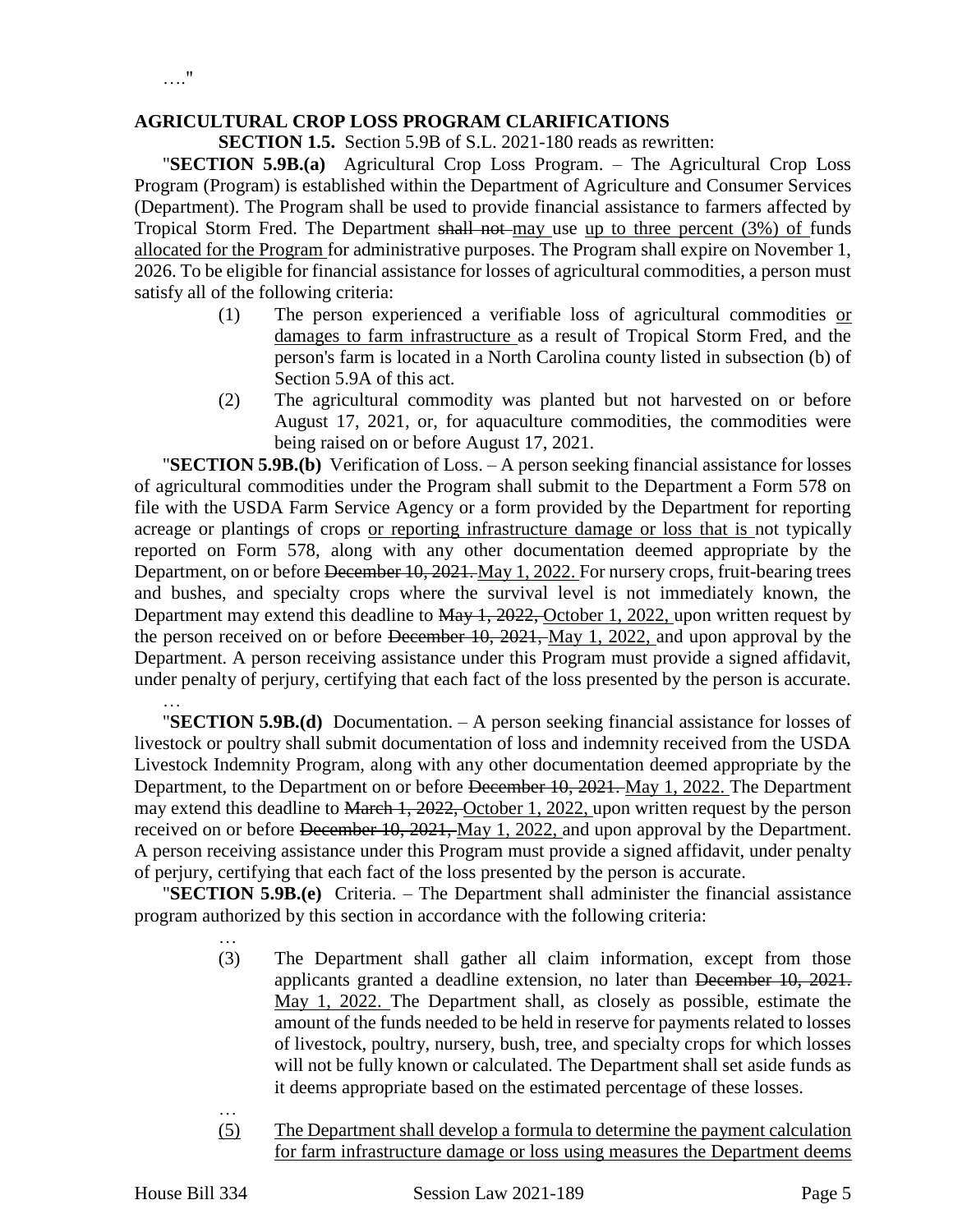…."

**AGRICULTURAL CROP LOSS PROGRAM CLARIFICATIONS**

**SECTION 1.5.** Section 5.9B of S.L. 2021-180 reads as rewritten:

"**SECTION 5.9B.(a)** Agricultural Crop Loss Program. – The Agricultural Crop Loss Program (Program) is established within the Department of Agriculture and Consumer Services (Department). The Program shall be used to provide financial assistance to farmers affected by Tropical Storm Fred. The Department ~~shall not~~ may use up to three percent (3%) of funds allocated for the Program for administrative purposes. The Program shall expire on November 1, 2026. To be eligible for financial assistance for losses of agricultural commodities, a person must satisfy all of the following criteria:

(1) The person experienced a verifiable loss of agricultural commodities or damages to farm infrastructure as a result of Tropical Storm Fred, and the person's farm is located in a North Carolina county listed in subsection (b) of Section 5.9A of this act.

(2) The agricultural commodity was planted but not harvested on or before August 17, 2021, or, for aquaculture commodities, the commodities were being raised on or before August 17, 2021.

"**SECTION 5.9B.(b)** Verification of Loss. – A person seeking financial assistance for losses of agricultural commodities under the Program shall submit to the Department a Form 578 on file with the USDA Farm Service Agency or a form provided by the Department for reporting acreage or plantings of crops or reporting infrastructure damage or loss that is not typically reported on Form 578, along with any other documentation deemed appropriate by the Department, on or before ~~December 10, 2021.~~ May 1, 2022. For nursery crops, fruit-bearing trees and bushes, and specialty crops where the survival level is not immediately known, the Department may extend this deadline to ~~May 1, 2022,~~ October 1, 2022, upon written request by the person received on or before ~~December 10, 2021,~~ May 1, 2022, and upon approval by the Department. A person receiving assistance under this Program must provide a signed affidavit, under penalty of perjury, certifying that each fact of the loss presented by the person is accurate.

…

"**SECTION 5.9B.(d)** Documentation. – A person seeking financial assistance for losses of livestock or poultry shall submit documentation of loss and indemnity received from the USDA Livestock Indemnity Program, along with any other documentation deemed appropriate by the Department, to the Department on or before ~~December 10, 2021.~~ May 1, 2022. The Department may extend this deadline to ~~March 1, 2022,~~ October 1, 2022, upon written request by the person received on or before ~~December 10, 2021,~~ May 1, 2022, and upon approval by the Department. A person receiving assistance under this Program must provide a signed affidavit, under penalty of perjury, certifying that each fact of the loss presented by the person is accurate.

"**SECTION 5.9B.(e)** Criteria. – The Department shall administer the financial assistance program authorized by this section in accordance with the following criteria:

…

(3) The Department shall gather all claim information, except from those applicants granted a deadline extension, no later than ~~December 10, 2021.~~ May 1, 2022. The Department shall, as closely as possible, estimate the amount of the funds needed to be held in reserve for payments related to losses of livestock, poultry, nursery, bush, tree, and specialty crops for which losses will not be fully known or calculated. The Department shall set aside funds as it deems appropriate based on the estimated percentage of these losses.

…

(5) The Department shall develop a formula to determine the payment calculation for farm infrastructure damage or loss using measures the Department deems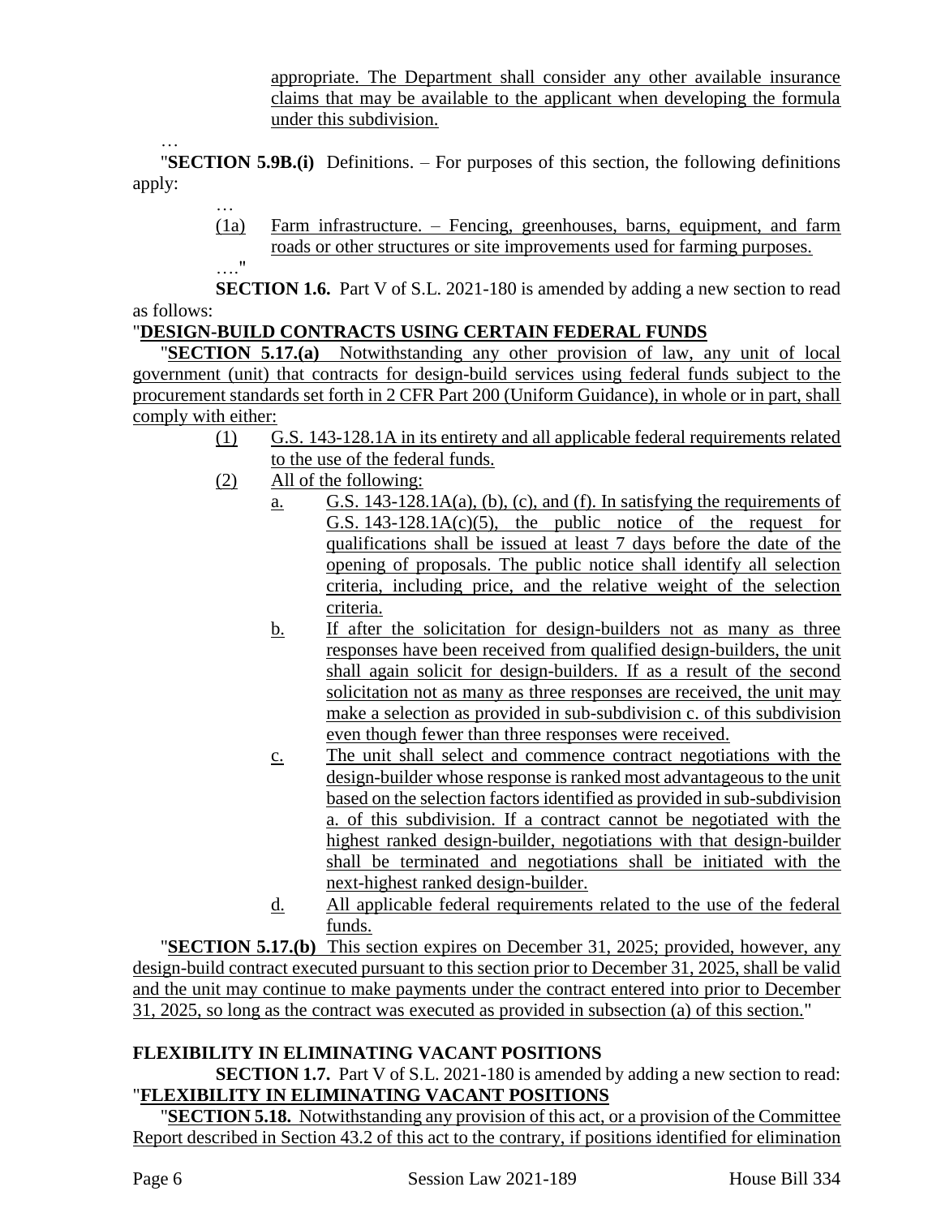appropriate. The Department shall consider any other available insurance claims that may be available to the applicant when developing the formula under this subdivision.

…

"**SECTION 5.9B.(i)** Definitions. – For purposes of this section, the following definitions apply:

…

(1a) Farm infrastructure. – Fencing, greenhouses, barns, equipment, and farm roads or other structures or site improvements used for farming purposes.

…."

**SECTION 1.6.** Part V of S.L. 2021-180 is amended by adding a new section to read as follows:

"**DESIGN-BUILD CONTRACTS USING CERTAIN FEDERAL FUNDS**

"**SECTION 5.17.(a)** Notwithstanding any other provision of law, any unit of local government (unit) that contracts for design-build services using federal funds subject to the procurement standards set forth in 2 CFR Part 200 (Uniform Guidance), in whole or in part, shall comply with either:

(1) G.S. 143-128.1A in its entirety and all applicable federal requirements related to the use of the federal funds.

(2) All of the following:

a. G.S. 143-128.1A(a), (b), (c), and (f). In satisfying the requirements of G.S. 143-128.1A(c)(5), the public notice of the request for qualifications shall be issued at least 7 days before the date of the opening of proposals. The public notice shall identify all selection criteria, including price, and the relative weight of the selection criteria.

b. If after the solicitation for design-builders not as many as three responses have been received from qualified design-builders, the unit shall again solicit for design-builders. If as a result of the second solicitation not as many as three responses are received, the unit may make a selection as provided in sub-subdivision c. of this subdivision even though fewer than three responses were received.

c. The unit shall select and commence contract negotiations with the design-builder whose response is ranked most advantageous to the unit based on the selection factors identified as provided in sub-subdivision a. of this subdivision. If a contract cannot be negotiated with the highest ranked design-builder, negotiations with that design-builder shall be terminated and negotiations shall be initiated with the next-highest ranked design-builder.

d. All applicable federal requirements related to the use of the federal funds.

"**SECTION 5.17.(b)** This section expires on December 31, 2025; provided, however, any design-build contract executed pursuant to this section prior to December 31, 2025, shall be valid and the unit may continue to make payments under the contract entered into prior to December 31, 2025, so long as the contract was executed as provided in subsection (a) of this section."

## FLEXIBILITY IN ELIMINATING VACANT POSITIONS

**SECTION 1.7.** Part V of S.L. 2021-180 is amended by adding a new section to read:

"**FLEXIBILITY IN ELIMINATING VACANT POSITIONS**

"**SECTION 5.18.** Notwithstanding any provision of this act, or a provision of the Committee Report described in Section 43.2 of this act to the contrary, if positions identified for elimination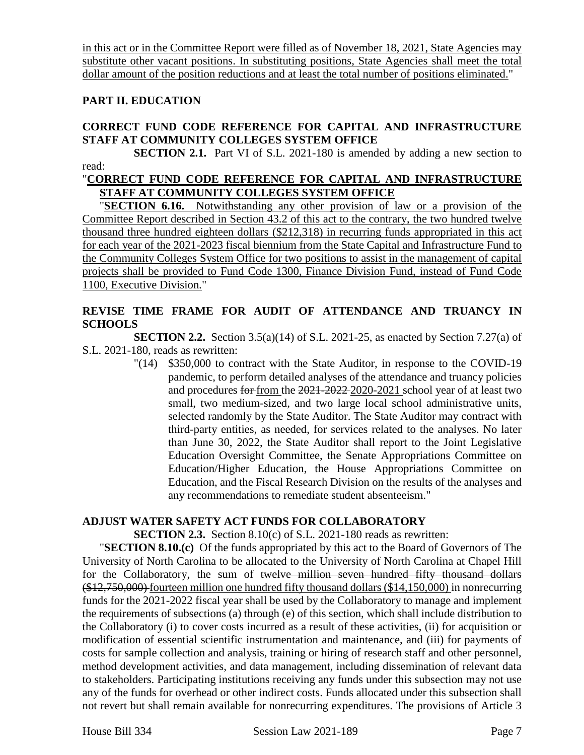in this act or in the Committee Report were filled as of November 18, 2021, State Agencies may substitute other vacant positions. In substituting positions, State Agencies shall meet the total dollar amount of the position reductions and at least the total number of positions eliminated."

## PART II. EDUCATION

### CORRECT FUND CODE REFERENCE FOR CAPITAL AND INFRASTRUCTURE STAFF AT COMMUNITY COLLEGES SYSTEM OFFICE

**SECTION 2.1.** Part VI of S.L. 2021-180 is amended by adding a new section to read:

"**CORRECT FUND CODE REFERENCE FOR CAPITAL AND INFRASTRUCTURE STAFF AT COMMUNITY COLLEGES SYSTEM OFFICE**

"**SECTION 6.16.** Notwithstanding any other provision of law or a provision of the Committee Report described in Section 43.2 of this act to the contrary, the two hundred twelve thousand three hundred eighteen dollars ($212,318) in recurring funds appropriated in this act for each year of the 2021-2023 fiscal biennium from the State Capital and Infrastructure Fund to the Community Colleges System Office for two positions to assist in the management of capital projects shall be provided to Fund Code 1300, Finance Division Fund, instead of Fund Code 1100, Executive Division."

### REVISE TIME FRAME FOR AUDIT OF ATTENDANCE AND TRUANCY IN SCHOOLS

**SECTION 2.2.** Section 3.5(a)(14) of S.L. 2021-25, as enacted by Section 7.27(a) of S.L. 2021-180, reads as rewritten:

"(14) $350,000 to contract with the State Auditor, in response to the COVID-19 pandemic, to perform detailed analyses of the attendance and truancy policies and procedures ~~for~~ from the ~~2021-2022~~ 2020-2021 school year of at least two small, two medium-sized, and two large local school administrative units, selected randomly by the State Auditor. The State Auditor may contract with third-party entities, as needed, for services related to the analyses. No later than June 30, 2022, the State Auditor shall report to the Joint Legislative Education Oversight Committee, the Senate Appropriations Committee on Education/Higher Education, the House Appropriations Committee on Education, and the Fiscal Research Division on the results of the analyses and any recommendations to remediate student absenteeism."

### ADJUST WATER SAFETY ACT FUNDS FOR COLLABORATORY

**SECTION 2.3.** Section 8.10(c) of S.L. 2021-180 reads as rewritten:

"**SECTION 8.10.(c)** Of the funds appropriated by this act to the Board of Governors of The University of North Carolina to be allocated to the University of North Carolina at Chapel Hill for the Collaboratory, the sum of ~~twelve million seven hundred fifty thousand dollars ($12,750,000)~~ fourteen million one hundred fifty thousand dollars ($14,150,000) in nonrecurring funds for the 2021-2022 fiscal year shall be used by the Collaboratory to manage and implement the requirements of subsections (a) through (e) of this section, which shall include distribution to the Collaboratory (i) to cover costs incurred as a result of these activities, (ii) for acquisition or modification of essential scientific instrumentation and maintenance, and (iii) for payments of costs for sample collection and analysis, training or hiring of research staff and other personnel, method development activities, and data management, including dissemination of relevant data to stakeholders. Participating institutions receiving any funds under this subsection may not use any of the funds for overhead or other indirect costs. Funds allocated under this subsection shall not revert but shall remain available for nonrecurring expenditures. The provisions of Article 3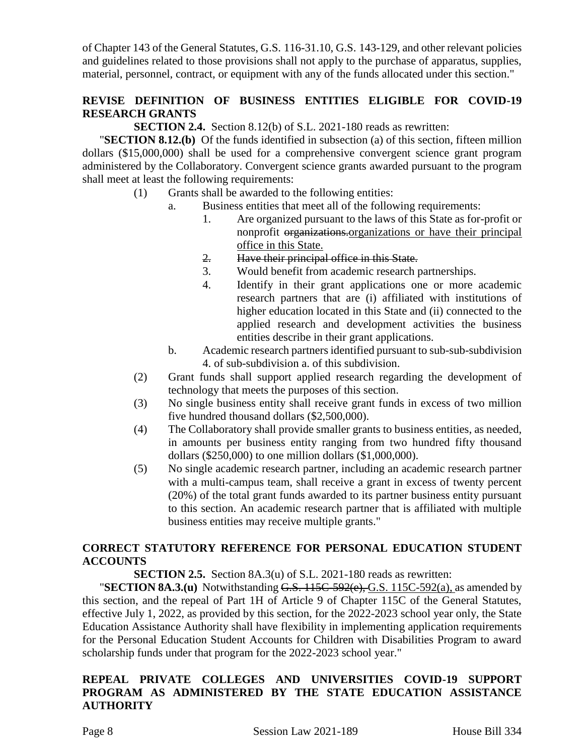of Chapter 143 of the General Statutes, G.S. 116-31.10, G.S. 143-129, and other relevant policies and guidelines related to those provisions shall not apply to the purchase of apparatus, supplies, material, personnel, contract, or equipment with any of the funds allocated under this section."

## REVISE DEFINITION OF BUSINESS ENTITIES ELIGIBLE FOR COVID-19 RESEARCH GRANTS

**SECTION 2.4.** Section 8.12(b) of S.L. 2021-180 reads as rewritten:

"**SECTION 8.12.(b)** Of the funds identified in subsection (a) of this section, fifteen million dollars ($15,000,000) shall be used for a comprehensive convergent science grant program administered by the Collaboratory. Convergent science grants awarded pursuant to the program shall meet at least the following requirements:

- (1) Grants shall be awarded to the following entities:
  - a. Business entities that meet all of the following requirements:
    - 1. Are organized pursuant to the laws of this State as for-profit or nonprofit ~~organizations.~~<u>organizations or have their principal office in this State.</u>
    - ~~2. Have their principal office in this State.~~
    - 3. Would benefit from academic research partnerships.
    - 4. Identify in their grant applications one or more academic research partners that are (i) affiliated with institutions of higher education located in this State and (ii) connected to the applied research and development activities the business entities describe in their grant applications.
  - b. Academic research partners identified pursuant to sub-sub-subdivision 4. of sub-subdivision a. of this subdivision.
- (2) Grant funds shall support applied research regarding the development of technology that meets the purposes of this section.
- (3) No single business entity shall receive grant funds in excess of two million five hundred thousand dollars ($2,500,000).
- (4) The Collaboratory shall provide smaller grants to business entities, as needed, in amounts per business entity ranging from two hundred fifty thousand dollars ($250,000) to one million dollars ($1,000,000).
- (5) No single academic research partner, including an academic research partner with a multi-campus team, shall receive a grant in excess of twenty percent (20%) of the total grant funds awarded to its partner business entity pursuant to this section. An academic research partner that is affiliated with multiple business entities may receive multiple grants."

## CORRECT STATUTORY REFERENCE FOR PERSONAL EDUCATION STUDENT ACCOUNTS

**SECTION 2.5.** Section 8A.3(u) of S.L. 2021-180 reads as rewritten:

"**SECTION 8A.3.(u)** Notwithstanding ~~G.S. 115C-592(e),~~ <u>G.S. 115C-592(a),</u> as amended by this section, and the repeal of Part 1H of Article 9 of Chapter 115C of the General Statutes, effective July 1, 2022, as provided by this section, for the 2022-2023 school year only, the State Education Assistance Authority shall have flexibility in implementing application requirements for the Personal Education Student Accounts for Children with Disabilities Program to award scholarship funds under that program for the 2022-2023 school year."

## REPEAL PRIVATE COLLEGES AND UNIVERSITIES COVID-19 SUPPORT PROGRAM AS ADMINISTERED BY THE STATE EDUCATION ASSISTANCE AUTHORITY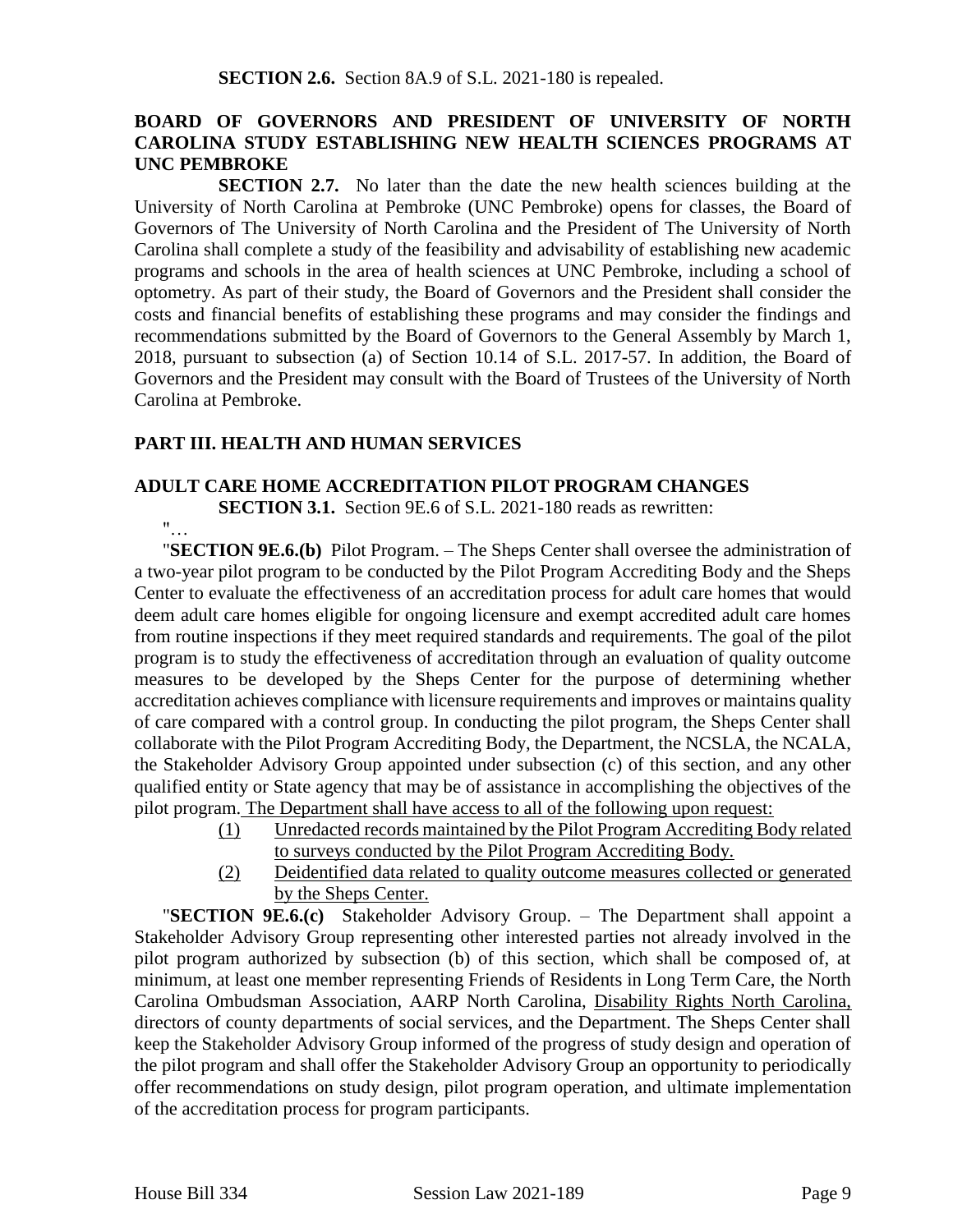**SECTION 2.6.** Section 8A.9 of S.L. 2021-180 is repealed.

### BOARD OF GOVERNORS AND PRESIDENT OF UNIVERSITY OF NORTH CAROLINA STUDY ESTABLISHING NEW HEALTH SCIENCES PROGRAMS AT UNC PEMBROKE

**SECTION 2.7.** No later than the date the new health sciences building at the University of North Carolina at Pembroke (UNC Pembroke) opens for classes, the Board of Governors of The University of North Carolina and the President of The University of North Carolina shall complete a study of the feasibility and advisability of establishing new academic programs and schools in the area of health sciences at UNC Pembroke, including a school of optometry. As part of their study, the Board of Governors and the President shall consider the costs and financial benefits of establishing these programs and may consider the findings and recommendations submitted by the Board of Governors to the General Assembly by March 1, 2018, pursuant to subsection (a) of Section 10.14 of S.L. 2017-57. In addition, the Board of Governors and the President may consult with the Board of Trustees of the University of North Carolina at Pembroke.

## PART III. HEALTH AND HUMAN SERVICES

### ADULT CARE HOME ACCREDITATION PILOT PROGRAM CHANGES

**SECTION 3.1.** Section 9E.6 of S.L. 2021-180 reads as rewritten:

"…

"**SECTION 9E.6.(b)** Pilot Program. – The Sheps Center shall oversee the administration of a two-year pilot program to be conducted by the Pilot Program Accrediting Body and the Sheps Center to evaluate the effectiveness of an accreditation process for adult care homes that would deem adult care homes eligible for ongoing licensure and exempt accredited adult care homes from routine inspections if they meet required standards and requirements. The goal of the pilot program is to study the effectiveness of accreditation through an evaluation of quality outcome measures to be developed by the Sheps Center for the purpose of determining whether accreditation achieves compliance with licensure requirements and improves or maintains quality of care compared with a control group. In conducting the pilot program, the Sheps Center shall collaborate with the Pilot Program Accrediting Body, the Department, the NCSLA, the NCALA, the Stakeholder Advisory Group appointed under subsection (c) of this section, and any other qualified entity or State agency that may be of assistance in accomplishing the objectives of the pilot program. The Department shall have access to all of the following upon request:

(1) Unredacted records maintained by the Pilot Program Accrediting Body related to surveys conducted by the Pilot Program Accrediting Body.

(2) Deidentified data related to quality outcome measures collected or generated by the Sheps Center.

"**SECTION 9E.6.(c)** Stakeholder Advisory Group. – The Department shall appoint a Stakeholder Advisory Group representing other interested parties not already involved in the pilot program authorized by subsection (b) of this section, which shall be composed of, at minimum, at least one member representing Friends of Residents in Long Term Care, the North Carolina Ombudsman Association, AARP North Carolina, Disability Rights North Carolina, directors of county departments of social services, and the Department. The Sheps Center shall keep the Stakeholder Advisory Group informed of the progress of study design and operation of the pilot program and shall offer the Stakeholder Advisory Group an opportunity to periodically offer recommendations on study design, pilot program operation, and ultimate implementation of the accreditation process for program participants.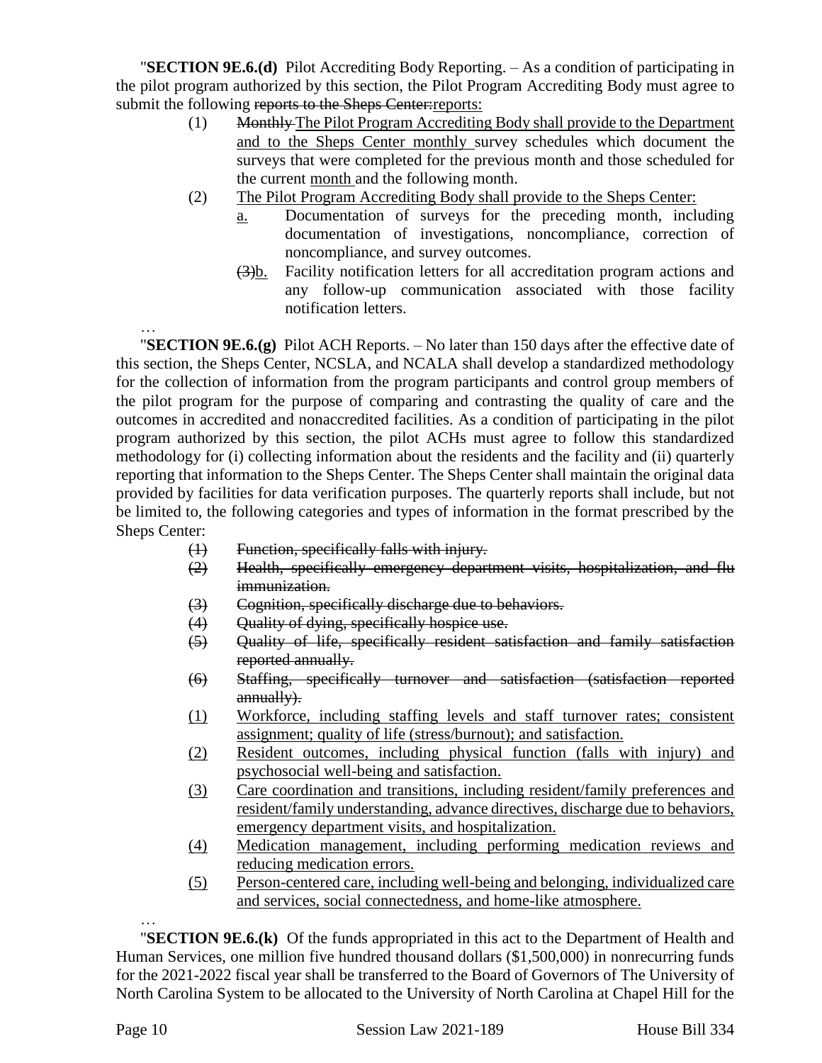"**SECTION 9E.6.(d)** Pilot Accrediting Body Reporting. – As a condition of participating in the pilot program authorized by this section, the Pilot Program Accrediting Body must agree to submit the following ~~reports to the Sheps Center:~~reports:

(1) ~~Monthly~~ The Pilot Program Accrediting Body shall provide to the Department and to the Sheps Center monthly survey schedules which document the surveys that were completed for the previous month and those scheduled for the current month and the following month.

(2) The Pilot Program Accrediting Body shall provide to the Sheps Center:

a. Documentation of surveys for the preceding month, including documentation of investigations, noncompliance, correction of noncompliance, and survey outcomes.

~~(3)~~b. Facility notification letters for all accreditation program actions and any follow-up communication associated with those facility notification letters.

…

"**SECTION 9E.6.(g)** Pilot ACH Reports. – No later than 150 days after the effective date of this section, the Sheps Center, NCSLA, and NCALA shall develop a standardized methodology for the collection of information from the program participants and control group members of the pilot program for the purpose of comparing and contrasting the quality of care and the outcomes in accredited and nonaccredited facilities. As a condition of participating in the pilot program authorized by this section, the pilot ACHs must agree to follow this standardized methodology for (i) collecting information about the residents and the facility and (ii) quarterly reporting that information to the Sheps Center. The Sheps Center shall maintain the original data provided by facilities for data verification purposes. The quarterly reports shall include, but not be limited to, the following categories and types of information in the format prescribed by the Sheps Center:

~~(1) Function, specifically falls with injury.~~

~~(2) Health, specifically emergency department visits, hospitalization, and flu immunization.~~

~~(3) Cognition, specifically discharge due to behaviors.~~

~~(4) Quality of dying, specifically hospice use.~~

~~(5) Quality of life, specifically resident satisfaction and family satisfaction reported annually.~~

~~(6) Staffing, specifically turnover and satisfaction (satisfaction reported annually).~~

(1) Workforce, including staffing levels and staff turnover rates; consistent assignment; quality of life (stress/burnout); and satisfaction.

(2) Resident outcomes, including physical function (falls with injury) and psychosocial well-being and satisfaction.

(3) Care coordination and transitions, including resident/family preferences and resident/family understanding, advance directives, discharge due to behaviors, emergency department visits, and hospitalization.

(4) Medication management, including performing medication reviews and reducing medication errors.

(5) Person-centered care, including well-being and belonging, individualized care and services, social connectedness, and home-like atmosphere.

…

"**SECTION 9E.6.(k)** Of the funds appropriated in this act to the Department of Health and Human Services, one million five hundred thousand dollars ($1,500,000) in nonrecurring funds for the 2021-2022 fiscal year shall be transferred to the Board of Governors of The University of North Carolina System to be allocated to the University of North Carolina at Chapel Hill for the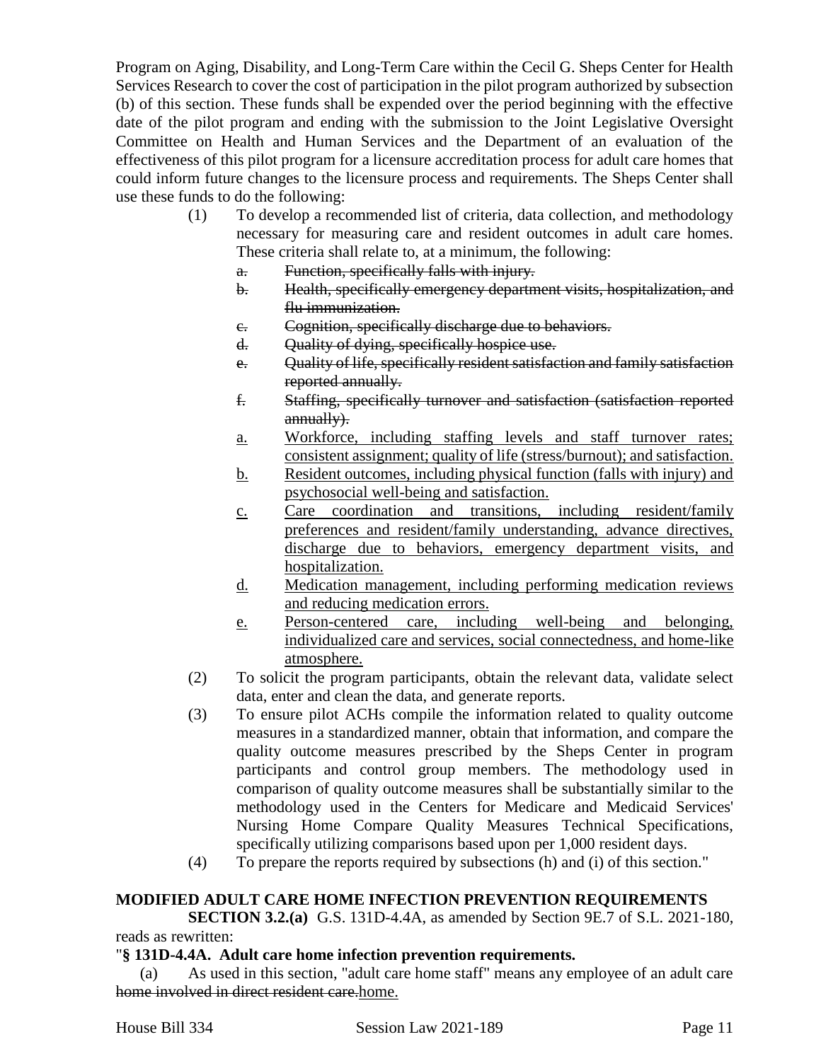Program on Aging, Disability, and Long-Term Care within the Cecil G. Sheps Center for Health Services Research to cover the cost of participation in the pilot program authorized by subsection (b) of this section. These funds shall be expended over the period beginning with the effective date of the pilot program and ending with the submission to the Joint Legislative Oversight Committee on Health and Human Services and the Department of an evaluation of the effectiveness of this pilot program for a licensure accreditation process for adult care homes that could inform future changes to the licensure process and requirements. The Sheps Center shall use these funds to do the following:

(1) To develop a recommended list of criteria, data collection, and methodology necessary for measuring care and resident outcomes in adult care homes. These criteria shall relate to, at a minimum, the following:

a. ~~Function, specifically falls with injury.~~

b. ~~Health, specifically emergency department visits, hospitalization, and flu immunization.~~

c. ~~Cognition, specifically discharge due to behaviors.~~

d. ~~Quality of dying, specifically hospice use.~~

e. ~~Quality of life, specifically resident satisfaction and family satisfaction reported annually.~~

f. ~~Staffing, specifically turnover and satisfaction (satisfaction reported annually).~~

<u>a.</u> <u>Workforce, including staffing levels and staff turnover rates; consistent assignment; quality of life (stress/burnout); and satisfaction.</u>

<u>b.</u> <u>Resident outcomes, including physical function (falls with injury) and psychosocial well-being and satisfaction.</u>

<u>c.</u> <u>Care coordination and transitions, including resident/family preferences and resident/family understanding, advance directives, discharge due to behaviors, emergency department visits, and hospitalization.</u>

<u>d.</u> <u>Medication management, including performing medication reviews and reducing medication errors.</u>

<u>e.</u> <u>Person-centered care, including well-being and belonging, individualized care and services, social connectedness, and home-like atmosphere.</u>

(2) To solicit the program participants, obtain the relevant data, validate select data, enter and clean the data, and generate reports.

(3) To ensure pilot ACHs compile the information related to quality outcome measures in a standardized manner, obtain that information, and compare the quality outcome measures prescribed by the Sheps Center in program participants and control group members. The methodology used in comparison of quality outcome measures shall be substantially similar to the methodology used in the Centers for Medicare and Medicaid Services' Nursing Home Compare Quality Measures Technical Specifications, specifically utilizing comparisons based upon per 1,000 resident days.

(4) To prepare the reports required by subsections (h) and (i) of this section."

**MODIFIED ADULT CARE HOME INFECTION PREVENTION REQUIREMENTS**

**SECTION 3.2.(a)** G.S. 131D-4.4A, as amended by Section 9E.7 of S.L. 2021-180, reads as rewritten:

"**§ 131D-4.4A. Adult care home infection prevention requirements.**

(a) As used in this section, "adult care home staff" means any employee of an adult care ~~home involved in direct resident care.~~<u>home.</u>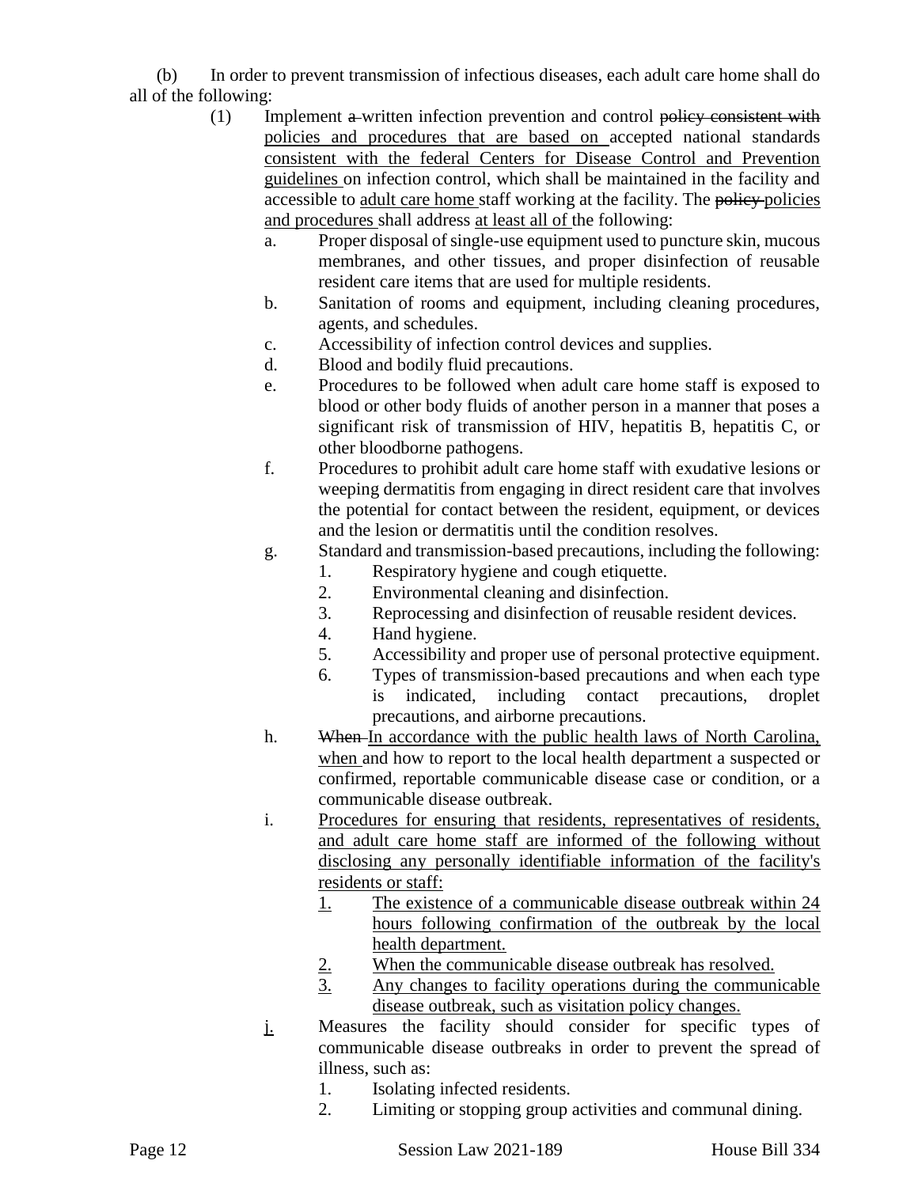(b) In order to prevent transmission of infectious diseases, each adult care home shall do all of the following:

(1) Implement ~~a~~ written infection prevention and control ~~policy consistent with~~ <u>policies and procedures that are based on</u> accepted national standards <u>consistent with the federal Centers for Disease Control and Prevention guidelines</u> on infection control, which shall be maintained in the facility and accessible to <u>adult care home</u> staff working at the facility. The ~~policy~~ <u>policies and procedures</u> shall address <u>at least all of</u> the following:

   a. Proper disposal of single-use equipment used to puncture skin, mucous membranes, and other tissues, and proper disinfection of reusable resident care items that are used for multiple residents.

   b. Sanitation of rooms and equipment, including cleaning procedures, agents, and schedules.

   c. Accessibility of infection control devices and supplies.

   d. Blood and bodily fluid precautions.

   e. Procedures to be followed when adult care home staff is exposed to blood or other body fluids of another person in a manner that poses a significant risk of transmission of HIV, hepatitis B, hepatitis C, or other bloodborne pathogens.

   f. Procedures to prohibit adult care home staff with exudative lesions or weeping dermatitis from engaging in direct resident care that involves the potential for contact between the resident, equipment, or devices and the lesion or dermatitis until the condition resolves.

   g. Standard and transmission-based precautions, including the following:

      1. Respiratory hygiene and cough etiquette.
      2. Environmental cleaning and disinfection.
      3. Reprocessing and disinfection of reusable resident devices.
      4. Hand hygiene.
      5. Accessibility and proper use of personal protective equipment.
      6. Types of transmission-based precautions and when each type is indicated, including contact precautions, droplet precautions, and airborne precautions.

   h. ~~When~~ <u>In accordance with the public health laws of North Carolina, when</u> and how to report to the local health department a suspected or confirmed, reportable communicable disease case or condition, or a communicable disease outbreak.

   <u>i.</u> <u>Procedures for ensuring that residents, representatives of residents, and adult care home staff are informed of the following without disclosing any personally identifiable information of the facility's residents or staff:</u>

      <u>1.</u> <u>The existence of a communicable disease outbreak within 24 hours following confirmation of the outbreak by the local health department.</u>
      <u>2.</u> <u>When the communicable disease outbreak has resolved.</u>
      <u>3.</u> <u>Any changes to facility operations during the communicable disease outbreak, such as visitation policy changes.</u>

   <u>j.</u> Measures the facility should consider for specific types of communicable disease outbreaks in order to prevent the spread of illness, such as:

      1. Isolating infected residents.
      2. Limiting or stopping group activities and communal dining.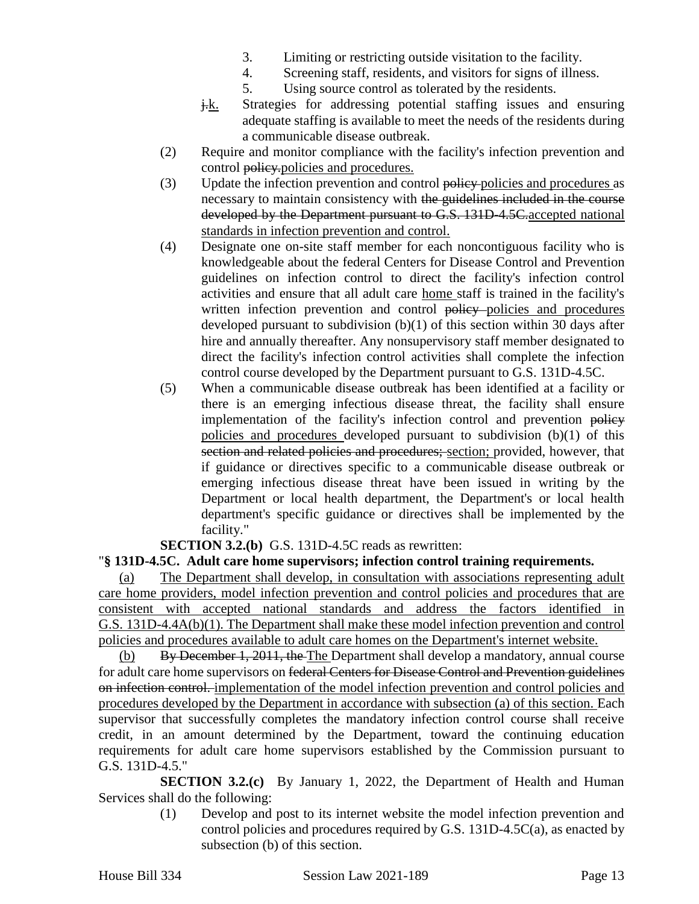3. Limiting or restricting outside visitation to the facility.
4. Screening staff, residents, and visitors for signs of illness.
5. Using source control as tolerated by the residents.

~~j.~~k. Strategies for addressing potential staffing issues and ensuring adequate staffing is available to meet the needs of the residents during a communicable disease outbreak.

(2) Require and monitor compliance with the facility's infection prevention and control ~~policy.~~policies and procedures.

(3) Update the infection prevention and control ~~policy~~ policies and procedures as necessary to maintain consistency with ~~the guidelines included in the course developed by the Department pursuant to G.S. 131D-4.5C.~~accepted national standards in infection prevention and control.

(4) Designate one on-site staff member for each noncontiguous facility who is knowledgeable about the federal Centers for Disease Control and Prevention guidelines on infection control to direct the facility's infection control activities and ensure that all adult care home staff is trained in the facility's written infection prevention and control ~~policy~~ policies and procedures developed pursuant to subdivision (b)(1) of this section within 30 days after hire and annually thereafter. Any nonsupervisory staff member designated to direct the facility's infection control activities shall complete the infection control course developed by the Department pursuant to G.S. 131D-4.5C.

(5) When a communicable disease outbreak has been identified at a facility or there is an emerging infectious disease threat, the facility shall ensure implementation of the facility's infection control and prevention ~~policy~~ policies and procedures developed pursuant to subdivision (b)(1) of this ~~section and related policies and procedures;~~ section; provided, however, that if guidance or directives specific to a communicable disease outbreak or emerging infectious disease threat have been issued in writing by the Department or local health department, the Department's or local health department's specific guidance or directives shall be implemented by the facility."

**SECTION 3.2.(b)** G.S. 131D-4.5C reads as rewritten:

"**§ 131D-4.5C. Adult care home supervisors; infection control training requirements.**

(a) The Department shall develop, in consultation with associations representing adult care home providers, model infection prevention and control policies and procedures that are consistent with accepted national standards and address the factors identified in G.S. 131D-4.4A(b)(1). The Department shall make these model infection prevention and control policies and procedures available to adult care homes on the Department's internet website.

(b) ~~By December 1, 2011, the~~ The Department shall develop a mandatory, annual course for adult care home supervisors on ~~federal Centers for Disease Control and Prevention guidelines on infection control.~~ implementation of the model infection prevention and control policies and procedures developed by the Department in accordance with subsection (a) of this section. Each supervisor that successfully completes the mandatory infection control course shall receive credit, in an amount determined by the Department, toward the continuing education requirements for adult care home supervisors established by the Commission pursuant to G.S. 131D-4.5."

**SECTION 3.2.(c)** By January 1, 2022, the Department of Health and Human Services shall do the following:

(1) Develop and post to its internet website the model infection prevention and control policies and procedures required by G.S. 131D-4.5C(a), as enacted by subsection (b) of this section.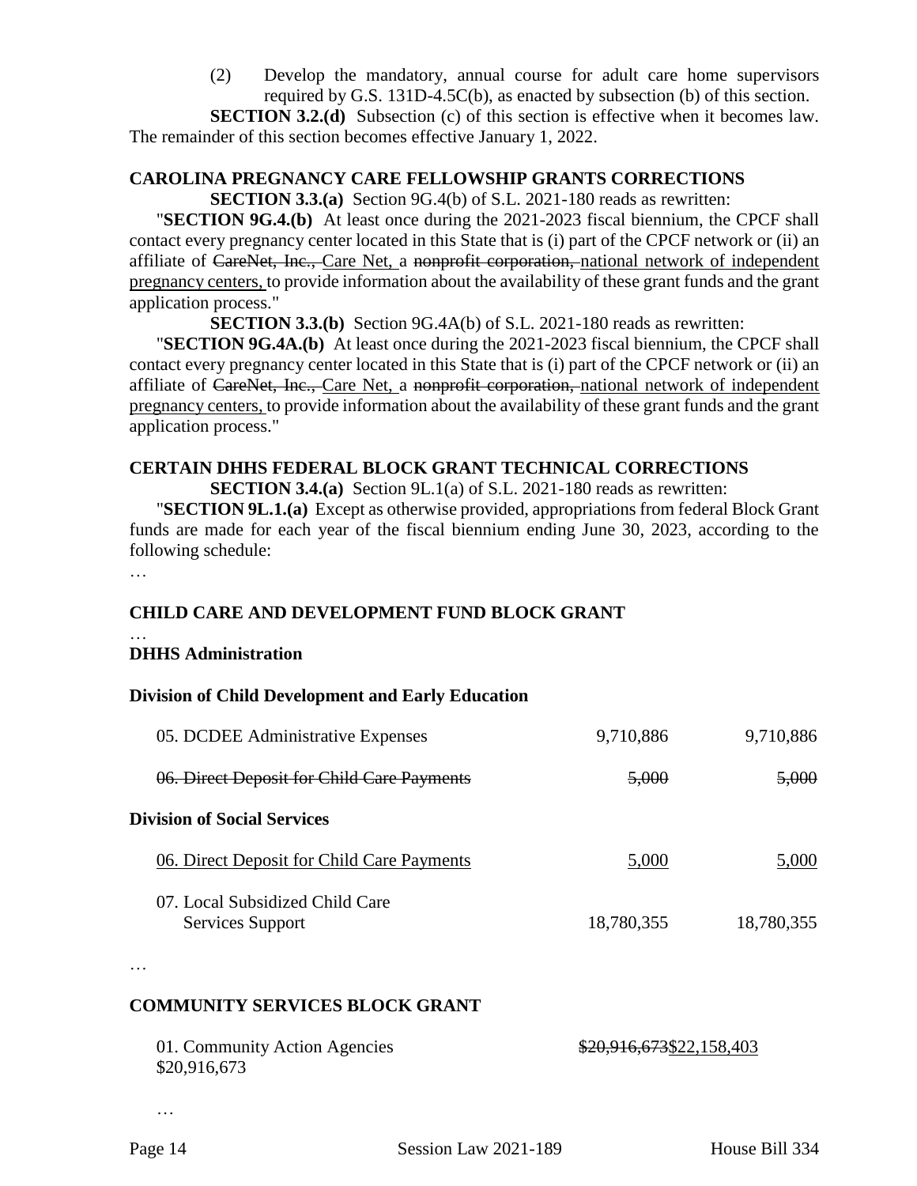(2) Develop the mandatory, annual course for adult care home supervisors required by G.S. 131D-4.5C(b), as enacted by subsection (b) of this section.

**SECTION 3.2.(d)** Subsection (c) of this section is effective when it becomes law. The remainder of this section becomes effective January 1, 2022.

### CAROLINA PREGNANCY CARE FELLOWSHIP GRANTS CORRECTIONS

**SECTION 3.3.(a)** Section 9G.4(b) of S.L. 2021-180 reads as rewritten:

"**SECTION 9G.4.(b)** At least once during the 2021-2023 fiscal biennium, the CPCF shall contact every pregnancy center located in this State that is (i) part of the CPCF network or (ii) an affiliate of ~~CareNet, Inc.,~~ Care Net, a ~~nonprofit corporation,~~ national network of independent pregnancy centers, to provide information about the availability of these grant funds and the grant application process."

**SECTION 3.3.(b)** Section 9G.4A(b) of S.L. 2021-180 reads as rewritten:

"**SECTION 9G.4A.(b)** At least once during the 2021-2023 fiscal biennium, the CPCF shall contact every pregnancy center located in this State that is (i) part of the CPCF network or (ii) an affiliate of ~~CareNet, Inc.,~~ Care Net, a ~~nonprofit corporation,~~ national network of independent pregnancy centers, to provide information about the availability of these grant funds and the grant application process."

### CERTAIN DHHS FEDERAL BLOCK GRANT TECHNICAL CORRECTIONS

**SECTION 3.4.(a)** Section 9L.1(a) of S.L. 2021-180 reads as rewritten:

"**SECTION 9L.1.(a)** Except as otherwise provided, appropriations from federal Block Grant funds are made for each year of the fiscal biennium ending June 30, 2023, according to the following schedule:

…

**CHILD CARE AND DEVELOPMENT FUND BLOCK GRANT**

…

**DHHS Administration**

**Division of Child Development and Early Education**

| | | |
|---|---|---|
| 05. DCDEE Administrative Expenses | 9,710,886 | 9,710,886 |
| ~~06. Direct Deposit for Child Care Payments~~ | ~~5,000~~ | ~~5,000~~ |

**Division of Social Services**

| | | |
|---|---|---|
| 06. Direct Deposit for Child Care Payments | 5,000 | 5,000 |
| 07. Local Subsidized Child Care Services Support | 18,780,355 | 18,780,355 |

…

**COMMUNITY SERVICES BLOCK GRANT**

01. Community Action Agencies ~~$20,916,673~~$22,158,403 $20,916,673

…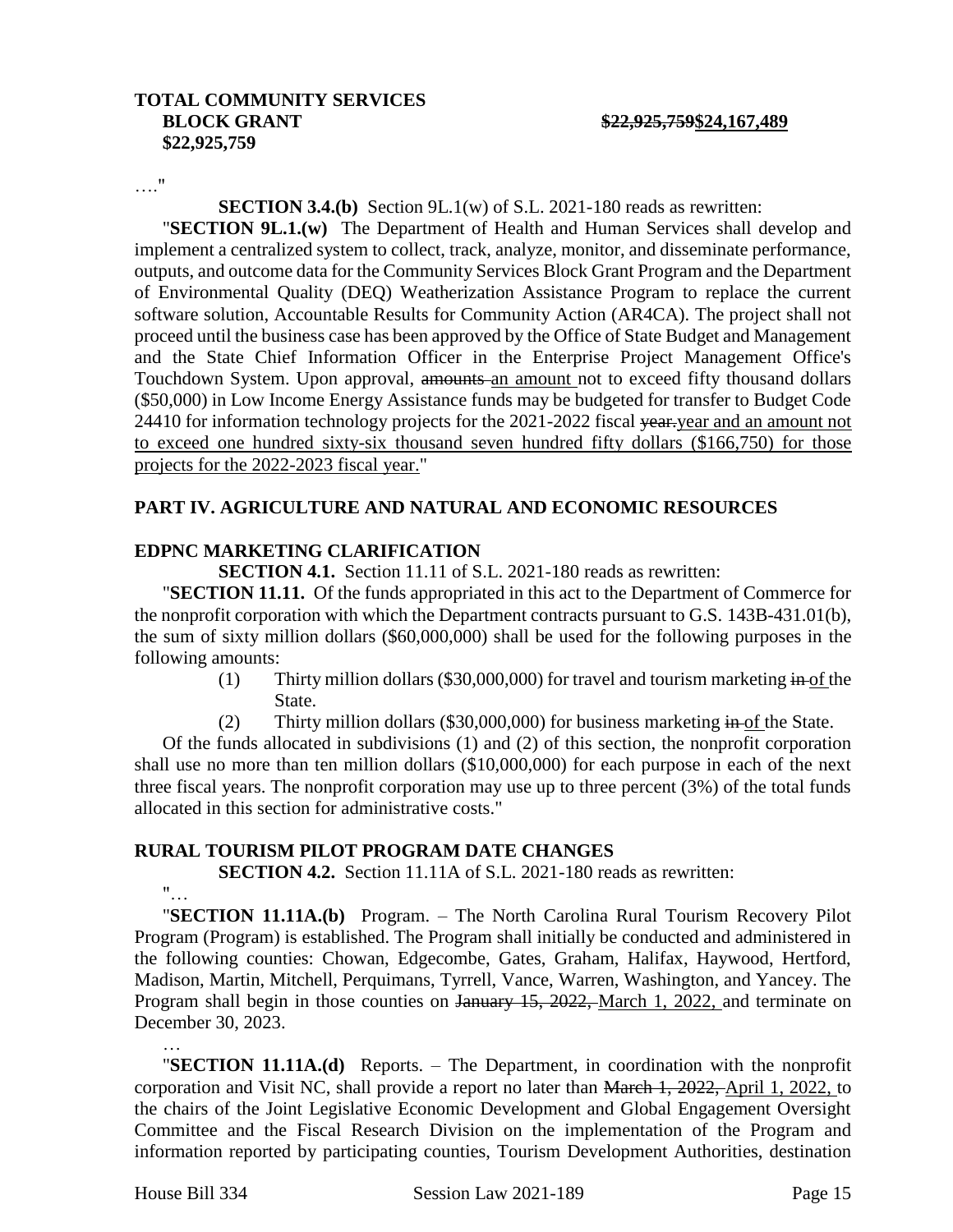**TOTAL COMMUNITY SERVICES BLOCK GRANT** ~~**$22,925,759**~~**$24,167,489**
**$22,925,759**

…."

**SECTION 3.4.(b)** Section 9L.1(w) of S.L. 2021-180 reads as rewritten:

"**SECTION 9L.1.(w)** The Department of Health and Human Services shall develop and implement a centralized system to collect, track, analyze, monitor, and disseminate performance, outputs, and outcome data for the Community Services Block Grant Program and the Department of Environmental Quality (DEQ) Weatherization Assistance Program to replace the current software solution, Accountable Results for Community Action (AR4CA). The project shall not proceed until the business case has been approved by the Office of State Budget and Management and the State Chief Information Officer in the Enterprise Project Management Office's Touchdown System. Upon approval, ~~amounts~~ an amount not to exceed fifty thousand dollars ($50,000) in Low Income Energy Assistance funds may be budgeted for transfer to Budget Code 24410 for information technology projects for the 2021-2022 fiscal ~~year.~~year and an amount not to exceed one hundred sixty-six thousand seven hundred fifty dollars ($166,750) for those projects for the 2022-2023 fiscal year."

## PART IV. AGRICULTURE AND NATURAL AND ECONOMIC RESOURCES

### EDPNC MARKETING CLARIFICATION

**SECTION 4.1.** Section 11.11 of S.L. 2021-180 reads as rewritten:

"**SECTION 11.11.** Of the funds appropriated in this act to the Department of Commerce for the nonprofit corporation with which the Department contracts pursuant to G.S. 143B-431.01(b), the sum of sixty million dollars ($60,000,000) shall be used for the following purposes in the following amounts:

(1) Thirty million dollars ($30,000,000) for travel and tourism marketing ~~in~~ of the State.

(2) Thirty million dollars ($30,000,000) for business marketing ~~in~~ of the State.

Of the funds allocated in subdivisions (1) and (2) of this section, the nonprofit corporation shall use no more than ten million dollars ($10,000,000) for each purpose in each of the next three fiscal years. The nonprofit corporation may use up to three percent (3%) of the total funds allocated in this section for administrative costs."

### RURAL TOURISM PILOT PROGRAM DATE CHANGES

**SECTION 4.2.** Section 11.11A of S.L. 2021-180 reads as rewritten:

"…

"**SECTION 11.11A.(b)** Program. – The North Carolina Rural Tourism Recovery Pilot Program (Program) is established. The Program shall initially be conducted and administered in the following counties: Chowan, Edgecombe, Gates, Graham, Halifax, Haywood, Hertford, Madison, Martin, Mitchell, Perquimans, Tyrrell, Vance, Warren, Washington, and Yancey. The Program shall begin in those counties on ~~January 15, 2022,~~ March 1, 2022, and terminate on December 30, 2023.

…

"**SECTION 11.11A.(d)** Reports. – The Department, in coordination with the nonprofit corporation and Visit NC, shall provide a report no later than ~~March 1, 2022,~~ April 1, 2022, to the chairs of the Joint Legislative Economic Development and Global Engagement Oversight Committee and the Fiscal Research Division on the implementation of the Program and information reported by participating counties, Tourism Development Authorities, destination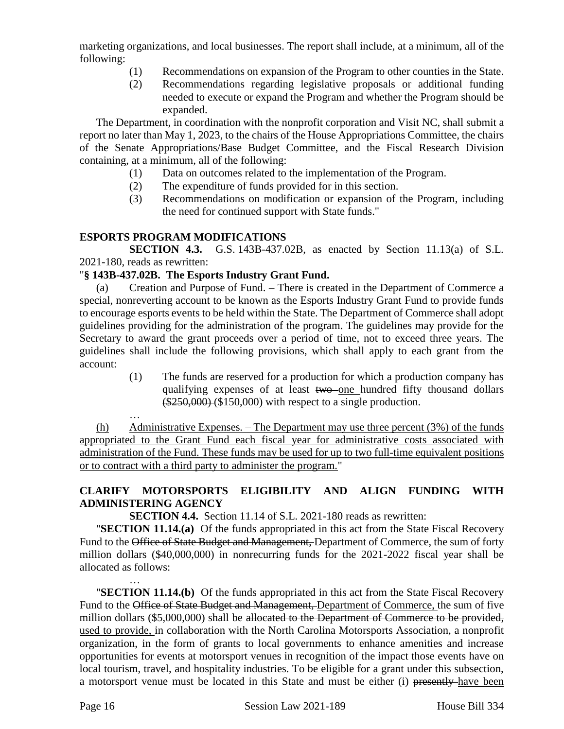marketing organizations, and local businesses. The report shall include, at a minimum, all of the following:

- (1) Recommendations on expansion of the Program to other counties in the State.
- (2) Recommendations regarding legislative proposals or additional funding needed to execute or expand the Program and whether the Program should be expanded.

The Department, in coordination with the nonprofit corporation and Visit NC, shall submit a report no later than May 1, 2023, to the chairs of the House Appropriations Committee, the chairs of the Senate Appropriations/Base Budget Committee, and the Fiscal Research Division containing, at a minimum, all of the following:

- (1) Data on outcomes related to the implementation of the Program.
- (2) The expenditure of funds provided for in this section.
- (3) Recommendations on modification or expansion of the Program, including the need for continued support with State funds."

**ESPORTS PROGRAM MODIFICATIONS**

**SECTION 4.3.** G.S. 143B-437.02B, as enacted by Section 11.13(a) of S.L. 2021-180, reads as rewritten:

"**§ 143B-437.02B. The Esports Industry Grant Fund.**

(a) Creation and Purpose of Fund. – There is created in the Department of Commerce a special, nonreverting account to be known as the Esports Industry Grant Fund to provide funds to encourage esports events to be held within the State. The Department of Commerce shall adopt guidelines providing for the administration of the program. The guidelines may provide for the Secretary to award the grant proceeds over a period of time, not to exceed three years. The guidelines shall include the following provisions, which shall apply to each grant from the account:

- (1) The funds are reserved for a production for which a production company has qualifying expenses of at least ~~two~~ <u>one</u> hundred fifty thousand dollars ~~($250,000)~~ <u>($150,000)</u> with respect to a single production.

…

<u>(h) Administrative Expenses. – The Department may use three percent (3%) of the funds appropriated to the Grant Fund each fiscal year for administrative costs associated with administration of the Fund. These funds may be used for up to two full-time equivalent positions or to contract with a third party to administer the program.</u>"

**CLARIFY MOTORSPORTS ELIGIBILITY AND ALIGN FUNDING WITH ADMINISTERING AGENCY**

**SECTION 4.4.** Section 11.14 of S.L. 2021-180 reads as rewritten:

"**SECTION 11.14.(a)** Of the funds appropriated in this act from the State Fiscal Recovery Fund to the ~~Office of State Budget and Management,~~ <u>Department of Commerce,</u> the sum of forty million dollars ($40,000,000) in nonrecurring funds for the 2021-2022 fiscal year shall be allocated as follows:

…

"**SECTION 11.14.(b)** Of the funds appropriated in this act from the State Fiscal Recovery Fund to the ~~Office of State Budget and Management,~~ <u>Department of Commerce,</u> the sum of five million dollars ($5,000,000) shall be ~~allocated to the Department of Commerce to be provided,~~ <u>used to provide,</u> in collaboration with the North Carolina Motorsports Association, a nonprofit organization, in the form of grants to local governments to enhance amenities and increase opportunities for events at motorsport venues in recognition of the impact those events have on local tourism, travel, and hospitality industries. To be eligible for a grant under this subsection, a motorsport venue must be located in this State and must be either (i) ~~presently~~ <u>have been</u>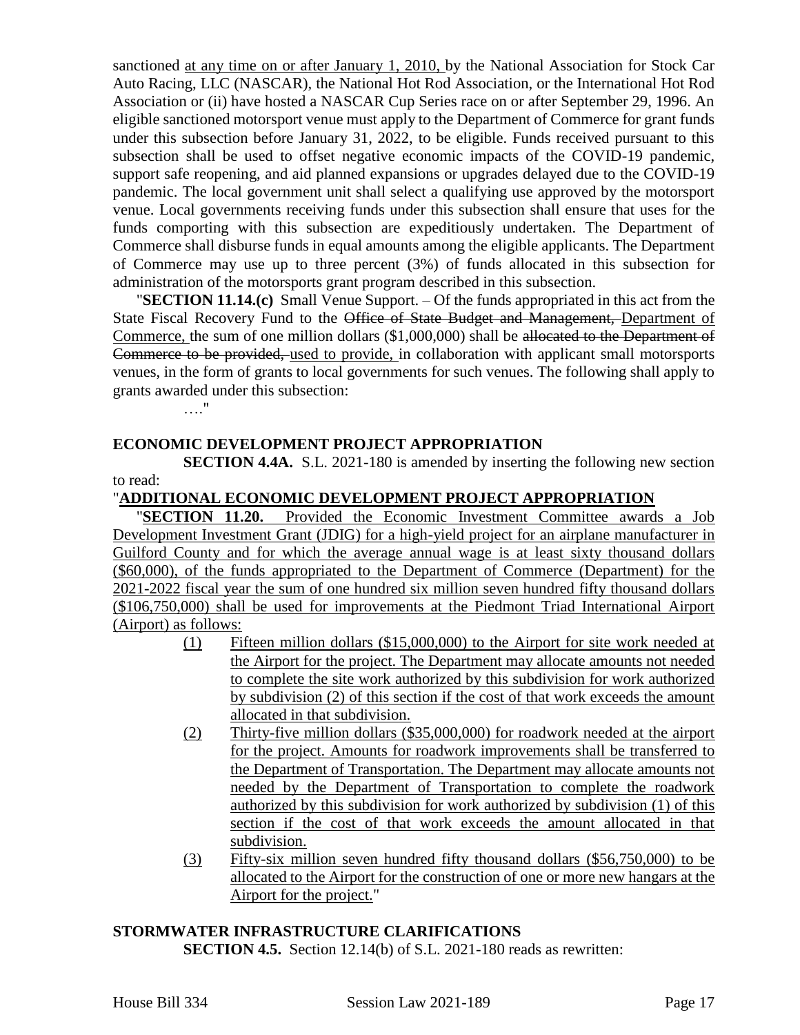sanctioned at any time on or after January 1, 2010, by the National Association for Stock Car Auto Racing, LLC (NASCAR), the National Hot Rod Association, or the International Hot Rod Association or (ii) have hosted a NASCAR Cup Series race on or after September 29, 1996. An eligible sanctioned motorsport venue must apply to the Department of Commerce for grant funds under this subsection before January 31, 2022, to be eligible. Funds received pursuant to this subsection shall be used to offset negative economic impacts of the COVID-19 pandemic, support safe reopening, and aid planned expansions or upgrades delayed due to the COVID-19 pandemic. The local government unit shall select a qualifying use approved by the motorsport venue. Local governments receiving funds under this subsection shall ensure that uses for the funds comporting with this subsection are expeditiously undertaken. The Department of Commerce shall disburse funds in equal amounts among the eligible applicants. The Department of Commerce may use up to three percent (3%) of funds allocated in this subsection for administration of the motorsports grant program described in this subsection.

"**SECTION 11.14.(c)** Small Venue Support. – Of the funds appropriated in this act from the State Fiscal Recovery Fund to the ~~Office of State Budget and Management,~~ Department of Commerce, the sum of one million dollars ($1,000,000) shall be ~~allocated to the Department of Commerce to be provided,~~ used to provide, in collaboration with applicant small motorsports venues, in the form of grants to local governments for such venues. The following shall apply to grants awarded under this subsection:

…."

**ECONOMIC DEVELOPMENT PROJECT APPROPRIATION**

**SECTION 4.4A.** S.L. 2021-180 is amended by inserting the following new section to read:

"**ADDITIONAL ECONOMIC DEVELOPMENT PROJECT APPROPRIATION**

"**SECTION 11.20.** Provided the Economic Investment Committee awards a Job Development Investment Grant (JDIG) for a high-yield project for an airplane manufacturer in Guilford County and for which the average annual wage is at least sixty thousand dollars ($60,000), of the funds appropriated to the Department of Commerce (Department) for the 2021-2022 fiscal year the sum of one hundred six million seven hundred fifty thousand dollars ($106,750,000) shall be used for improvements at the Piedmont Triad International Airport (Airport) as follows:

(1) Fifteen million dollars ($15,000,000) to the Airport for site work needed at the Airport for the project. The Department may allocate amounts not needed to complete the site work authorized by this subdivision for work authorized by subdivision (2) of this section if the cost of that work exceeds the amount allocated in that subdivision.

(2) Thirty-five million dollars ($35,000,000) for roadwork needed at the airport for the project. Amounts for roadwork improvements shall be transferred to the Department of Transportation. The Department may allocate amounts not needed by the Department of Transportation to complete the roadwork authorized by this subdivision for work authorized by subdivision (1) of this section if the cost of that work exceeds the amount allocated in that subdivision.

(3) Fifty-six million seven hundred fifty thousand dollars ($56,750,000) to be allocated to the Airport for the construction of one or more new hangars at the Airport for the project."

**STORMWATER INFRASTRUCTURE CLARIFICATIONS**

**SECTION 4.5.** Section 12.14(b) of S.L. 2021-180 reads as rewritten: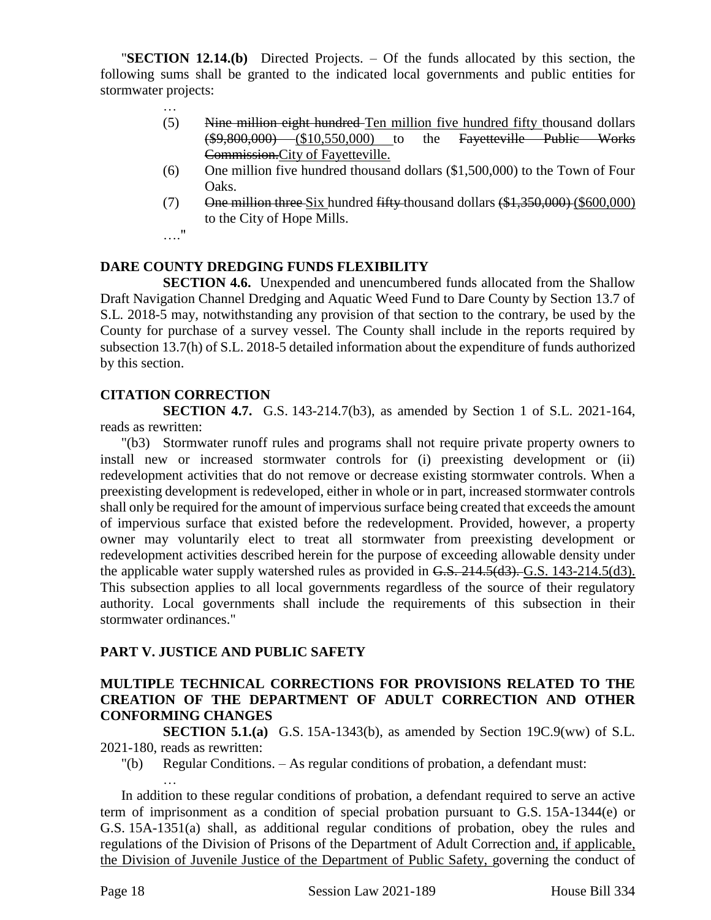"**SECTION 12.14.(b)** Directed Projects. – Of the funds allocated by this section, the following sums shall be granted to the indicated local governments and public entities for stormwater projects:

…

(5) ~~Nine million eight hundred~~ <u>Ten million five hundred fifty</u> thousand dollars ~~($9,800,000)~~ <u>($10,550,000)</u> to the ~~Fayetteville Public Works Commission.~~<u>City of Fayetteville.</u>

(6) One million five hundred thousand dollars ($1,500,000) to the Town of Four Oaks.

(7) ~~One million three~~ <u>Six</u> hundred ~~fifty~~ thousand dollars ~~($1,350,000)~~ <u>($600,000)</u> to the City of Hope Mills.

…."

**DARE COUNTY DREDGING FUNDS FLEXIBILITY**

**SECTION 4.6.** Unexpended and unencumbered funds allocated from the Shallow Draft Navigation Channel Dredging and Aquatic Weed Fund to Dare County by Section 13.7 of S.L. 2018-5 may, notwithstanding any provision of that section to the contrary, be used by the County for purchase of a survey vessel. The County shall include in the reports required by subsection 13.7(h) of S.L. 2018-5 detailed information about the expenditure of funds authorized by this section.

**CITATION CORRECTION**

**SECTION 4.7.** G.S. 143-214.7(b3), as amended by Section 1 of S.L. 2021-164, reads as rewritten:

"(b3) Stormwater runoff rules and programs shall not require private property owners to install new or increased stormwater controls for (i) preexisting development or (ii) redevelopment activities that do not remove or decrease existing stormwater controls. When a preexisting development is redeveloped, either in whole or in part, increased stormwater controls shall only be required for the amount of impervious surface being created that exceeds the amount of impervious surface that existed before the redevelopment. Provided, however, a property owner may voluntarily elect to treat all stormwater from preexisting development or redevelopment activities described herein for the purpose of exceeding allowable density under the applicable water supply watershed rules as provided in ~~G.S. 214.5(d3).~~ <u>G.S. 143-214.5(d3).</u> This subsection applies to all local governments regardless of the source of their regulatory authority. Local governments shall include the requirements of this subsection in their stormwater ordinances."

**PART V. JUSTICE AND PUBLIC SAFETY**

**MULTIPLE TECHNICAL CORRECTIONS FOR PROVISIONS RELATED TO THE CREATION OF THE DEPARTMENT OF ADULT CORRECTION AND OTHER CONFORMING CHANGES**

**SECTION 5.1.(a)** G.S. 15A-1343(b), as amended by Section 19C.9(ww) of S.L. 2021-180, reads as rewritten:

"(b) Regular Conditions. – As regular conditions of probation, a defendant must:

…

In addition to these regular conditions of probation, a defendant required to serve an active term of imprisonment as a condition of special probation pursuant to G.S. 15A-1344(e) or G.S. 15A-1351(a) shall, as additional regular conditions of probation, obey the rules and regulations of the Division of Prisons of the Department of Adult Correction <u>and, if applicable, the Division of Juvenile Justice of the Department of Public Safety,</u> governing the conduct of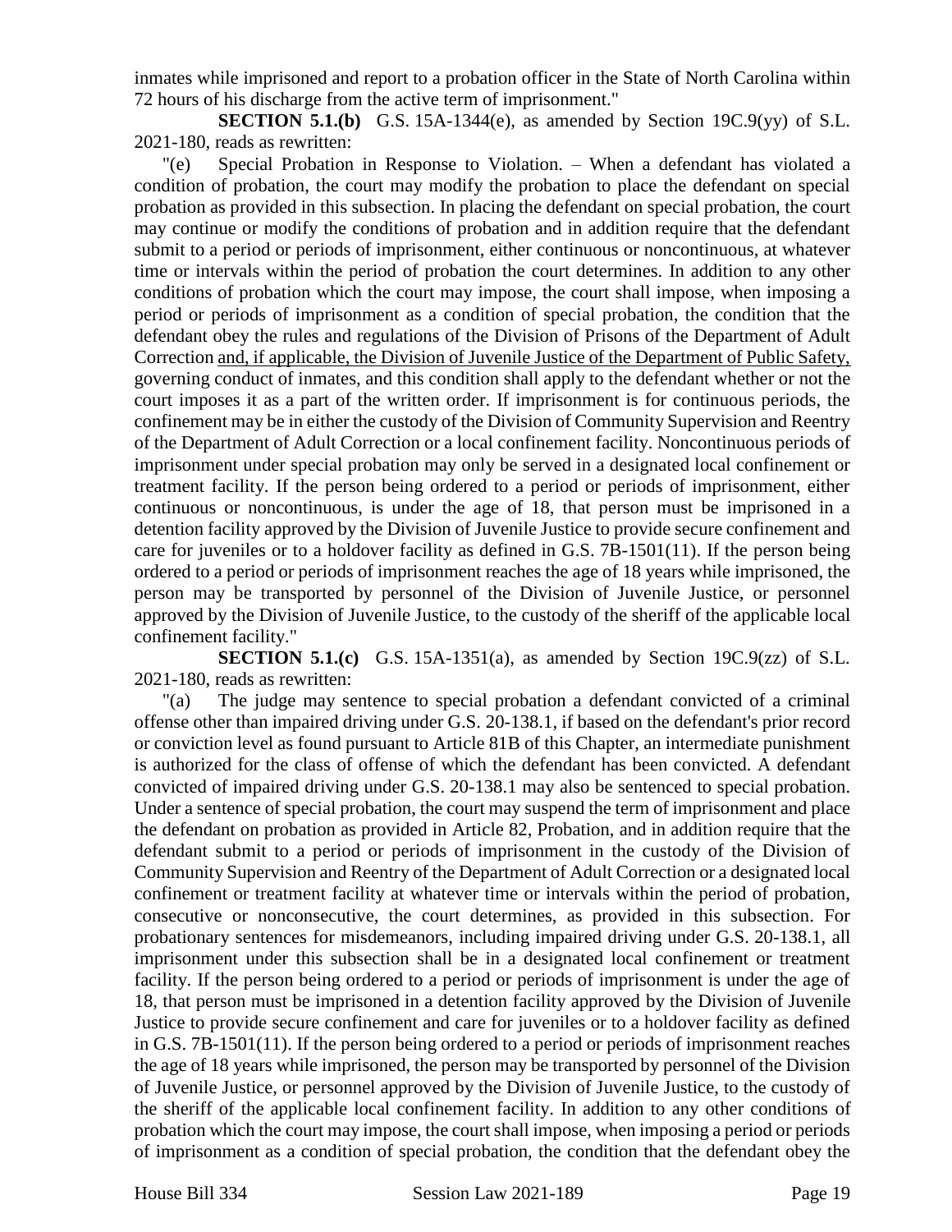inmates while imprisoned and report to a probation officer in the State of North Carolina within 72 hours of his discharge from the active term of imprisonment."

**SECTION 5.1.(b)** G.S. 15A-1344(e), as amended by Section 19C.9(yy) of S.L. 2021-180, reads as rewritten:

"(e) Special Probation in Response to Violation. – When a defendant has violated a condition of probation, the court may modify the probation to place the defendant on special probation as provided in this subsection. In placing the defendant on special probation, the court may continue or modify the conditions of probation and in addition require that the defendant submit to a period or periods of imprisonment, either continuous or noncontinuous, at whatever time or intervals within the period of probation the court determines. In addition to any other conditions of probation which the court may impose, the court shall impose, when imposing a period or periods of imprisonment as a condition of special probation, the condition that the defendant obey the rules and regulations of the Division of Prisons of the Department of Adult Correction and, if applicable, the Division of Juvenile Justice of the Department of Public Safety, governing conduct of inmates, and this condition shall apply to the defendant whether or not the court imposes it as a part of the written order. If imprisonment is for continuous periods, the confinement may be in either the custody of the Division of Community Supervision and Reentry of the Department of Adult Correction or a local confinement facility. Noncontinuous periods of imprisonment under special probation may only be served in a designated local confinement or treatment facility. If the person being ordered to a period or periods of imprisonment, either continuous or noncontinuous, is under the age of 18, that person must be imprisoned in a detention facility approved by the Division of Juvenile Justice to provide secure confinement and care for juveniles or to a holdover facility as defined in G.S. 7B-1501(11). If the person being ordered to a period or periods of imprisonment reaches the age of 18 years while imprisoned, the person may be transported by personnel of the Division of Juvenile Justice, or personnel approved by the Division of Juvenile Justice, to the custody of the sheriff of the applicable local confinement facility."

**SECTION 5.1.(c)** G.S. 15A-1351(a), as amended by Section 19C.9(zz) of S.L. 2021-180, reads as rewritten:

"(a) The judge may sentence to special probation a defendant convicted of a criminal offense other than impaired driving under G.S. 20-138.1, if based on the defendant's prior record or conviction level as found pursuant to Article 81B of this Chapter, an intermediate punishment is authorized for the class of offense of which the defendant has been convicted. A defendant convicted of impaired driving under G.S. 20-138.1 may also be sentenced to special probation. Under a sentence of special probation, the court may suspend the term of imprisonment and place the defendant on probation as provided in Article 82, Probation, and in addition require that the defendant submit to a period or periods of imprisonment in the custody of the Division of Community Supervision and Reentry of the Department of Adult Correction or a designated local confinement or treatment facility at whatever time or intervals within the period of probation, consecutive or nonconsecutive, the court determines, as provided in this subsection. For probationary sentences for misdemeanors, including impaired driving under G.S. 20-138.1, all imprisonment under this subsection shall be in a designated local confinement or treatment facility. If the person being ordered to a period or periods of imprisonment is under the age of 18, that person must be imprisoned in a detention facility approved by the Division of Juvenile Justice to provide secure confinement and care for juveniles or to a holdover facility as defined in G.S. 7B-1501(11). If the person being ordered to a period or periods of imprisonment reaches the age of 18 years while imprisoned, the person may be transported by personnel of the Division of Juvenile Justice, or personnel approved by the Division of Juvenile Justice, to the custody of the sheriff of the applicable local confinement facility. In addition to any other conditions of probation which the court may impose, the court shall impose, when imposing a period or periods of imprisonment as a condition of special probation, the condition that the defendant obey the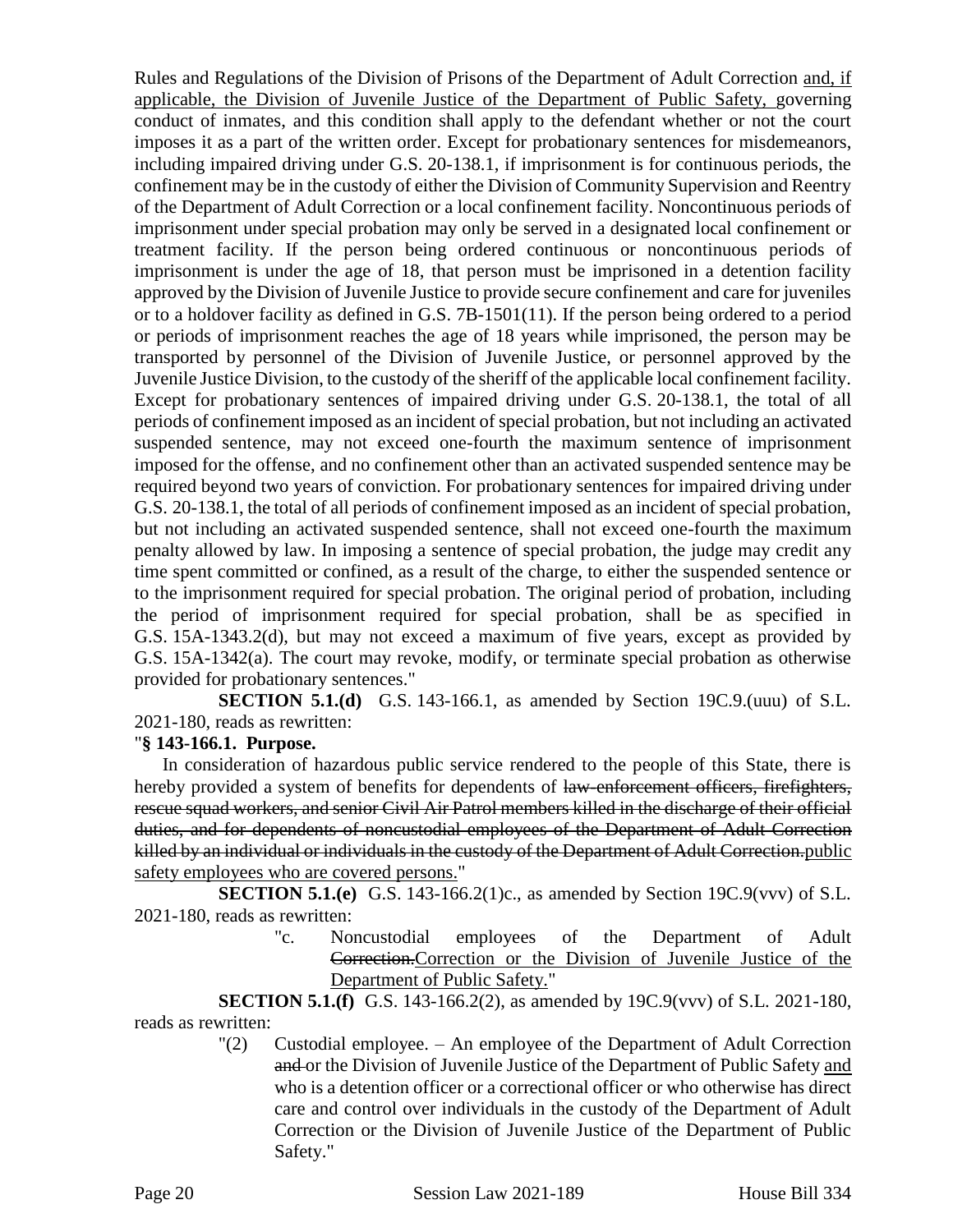Rules and Regulations of the Division of Prisons of the Department of Adult Correction and, if applicable, the Division of Juvenile Justice of the Department of Public Safety, governing conduct of inmates, and this condition shall apply to the defendant whether or not the court imposes it as a part of the written order. Except for probationary sentences for misdemeanors, including impaired driving under G.S. 20-138.1, if imprisonment is for continuous periods, the confinement may be in the custody of either the Division of Community Supervision and Reentry of the Department of Adult Correction or a local confinement facility. Noncontinuous periods of imprisonment under special probation may only be served in a designated local confinement or treatment facility. If the person being ordered continuous or noncontinuous periods of imprisonment is under the age of 18, that person must be imprisoned in a detention facility approved by the Division of Juvenile Justice to provide secure confinement and care for juveniles or to a holdover facility as defined in G.S. 7B-1501(11). If the person being ordered to a period or periods of imprisonment reaches the age of 18 years while imprisoned, the person may be transported by personnel of the Division of Juvenile Justice, or personnel approved by the Juvenile Justice Division, to the custody of the sheriff of the applicable local confinement facility. Except for probationary sentences of impaired driving under G.S. 20-138.1, the total of all periods of confinement imposed as an incident of special probation, but not including an activated suspended sentence, may not exceed one-fourth the maximum sentence of imprisonment imposed for the offense, and no confinement other than an activated suspended sentence may be required beyond two years of conviction. For probationary sentences for impaired driving under G.S. 20-138.1, the total of all periods of confinement imposed as an incident of special probation, but not including an activated suspended sentence, shall not exceed one-fourth the maximum penalty allowed by law. In imposing a sentence of special probation, the judge may credit any time spent committed or confined, as a result of the charge, to either the suspended sentence or to the imprisonment required for special probation. The original period of probation, including the period of imprisonment required for special probation, shall be as specified in G.S. 15A-1343.2(d), but may not exceed a maximum of five years, except as provided by G.S. 15A-1342(a). The court may revoke, modify, or terminate special probation as otherwise provided for probationary sentences."

**SECTION 5.1.(d)** G.S. 143-166.1, as amended by Section 19C.9.(uuu) of S.L. 2021-180, reads as rewritten:

"**§ 143-166.1. Purpose.**

In consideration of hazardous public service rendered to the people of this State, there is hereby provided a system of benefits for dependents of ~~law-enforcement officers, firefighters, rescue squad workers, and senior Civil Air Patrol members killed in the discharge of their official duties, and for dependents of noncustodial employees of the Department of Adult Correction killed by an individual or individuals in the custody of the Department of Adult Correction.~~public safety employees who are covered persons."

**SECTION 5.1.(e)** G.S. 143-166.2(1)c., as amended by Section 19C.9(vvv) of S.L. 2021-180, reads as rewritten:

"c. Noncustodial employees of the Department of Adult ~~Correction.~~Correction or the Division of Juvenile Justice of the Department of Public Safety."

**SECTION 5.1.(f)** G.S. 143-166.2(2), as amended by 19C.9(vvv) of S.L. 2021-180, reads as rewritten:

"(2) Custodial employee. – An employee of the Department of Adult Correction ~~and~~ or the Division of Juvenile Justice of the Department of Public Safety and who is a detention officer or a correctional officer or who otherwise has direct care and control over individuals in the custody of the Department of Adult Correction or the Division of Juvenile Justice of the Department of Public Safety."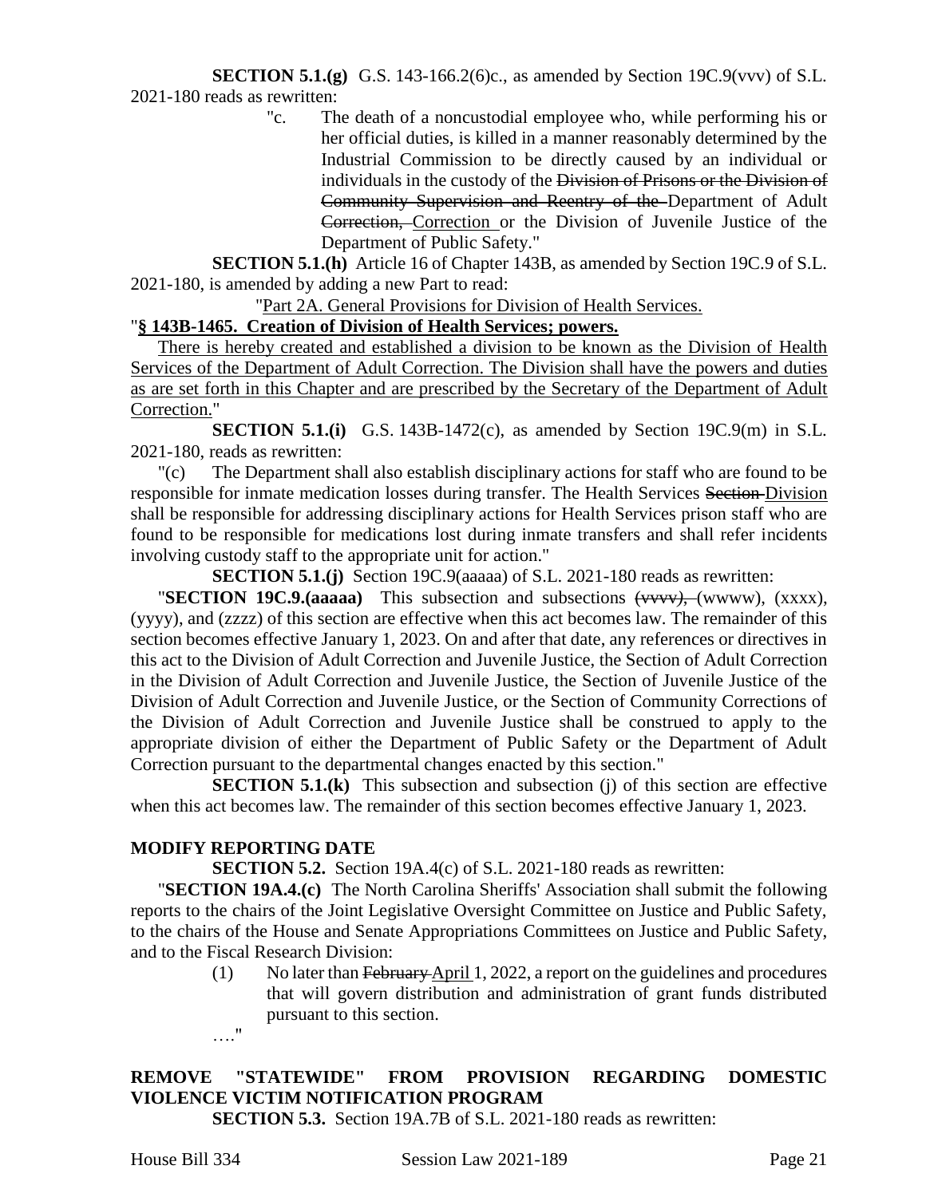**SECTION 5.1.(g)** G.S. 143-166.2(6)c., as amended by Section 19C.9(vvv) of S.L. 2021-180 reads as rewritten:

"c. The death of a noncustodial employee who, while performing his or her official duties, is killed in a manner reasonably determined by the Industrial Commission to be directly caused by an individual or individuals in the custody of the ~~Division of Prisons or the Division of Community Supervision and Reentry of the~~ Department of Adult ~~Correction,~~ Correction or the Division of Juvenile Justice of the Department of Public Safety."

**SECTION 5.1.(h)** Article 16 of Chapter 143B, as amended by Section 19C.9 of S.L. 2021-180, is amended by adding a new Part to read:

"Part 2A. General Provisions for Division of Health Services.

"**§ 143B-1465. Creation of Division of Health Services; powers.**

There is hereby created and established a division to be known as the Division of Health Services of the Department of Adult Correction. The Division shall have the powers and duties as are set forth in this Chapter and are prescribed by the Secretary of the Department of Adult Correction."

**SECTION 5.1.(i)** G.S. 143B-1472(c), as amended by Section 19C.9(m) in S.L. 2021-180, reads as rewritten:

"(c) The Department shall also establish disciplinary actions for staff who are found to be responsible for inmate medication losses during transfer. The Health Services ~~Section~~ Division shall be responsible for addressing disciplinary actions for Health Services prison staff who are found to be responsible for medications lost during inmate transfers and shall refer incidents involving custody staff to the appropriate unit for action."

**SECTION 5.1.(j)** Section 19C.9(aaaaa) of S.L. 2021-180 reads as rewritten:

"**SECTION 19C.9.(aaaaa)** This subsection and subsections ~~(vvvv),~~ (wwww), (xxxx), (yyyy), and (zzzz) of this section are effective when this act becomes law. The remainder of this section becomes effective January 1, 2023. On and after that date, any references or directives in this act to the Division of Adult Correction and Juvenile Justice, the Section of Adult Correction in the Division of Adult Correction and Juvenile Justice, the Section of Juvenile Justice of the Division of Adult Correction and Juvenile Justice, or the Section of Community Corrections of the Division of Adult Correction and Juvenile Justice shall be construed to apply to the appropriate division of either the Department of Public Safety or the Department of Adult Correction pursuant to the departmental changes enacted by this section."

**SECTION 5.1.(k)** This subsection and subsection (j) of this section are effective when this act becomes law. The remainder of this section becomes effective January 1, 2023.

**MODIFY REPORTING DATE**

**SECTION 5.2.** Section 19A.4(c) of S.L. 2021-180 reads as rewritten:

"**SECTION 19A.4.(c)** The North Carolina Sheriffs' Association shall submit the following reports to the chairs of the Joint Legislative Oversight Committee on Justice and Public Safety, to the chairs of the House and Senate Appropriations Committees on Justice and Public Safety, and to the Fiscal Research Division:

(1) No later than ~~February~~ April 1, 2022, a report on the guidelines and procedures that will govern distribution and administration of grant funds distributed pursuant to this section.

…."

**REMOVE "STATEWIDE" FROM PROVISION REGARDING DOMESTIC VIOLENCE VICTIM NOTIFICATION PROGRAM**

**SECTION 5.3.** Section 19A.7B of S.L. 2021-180 reads as rewritten: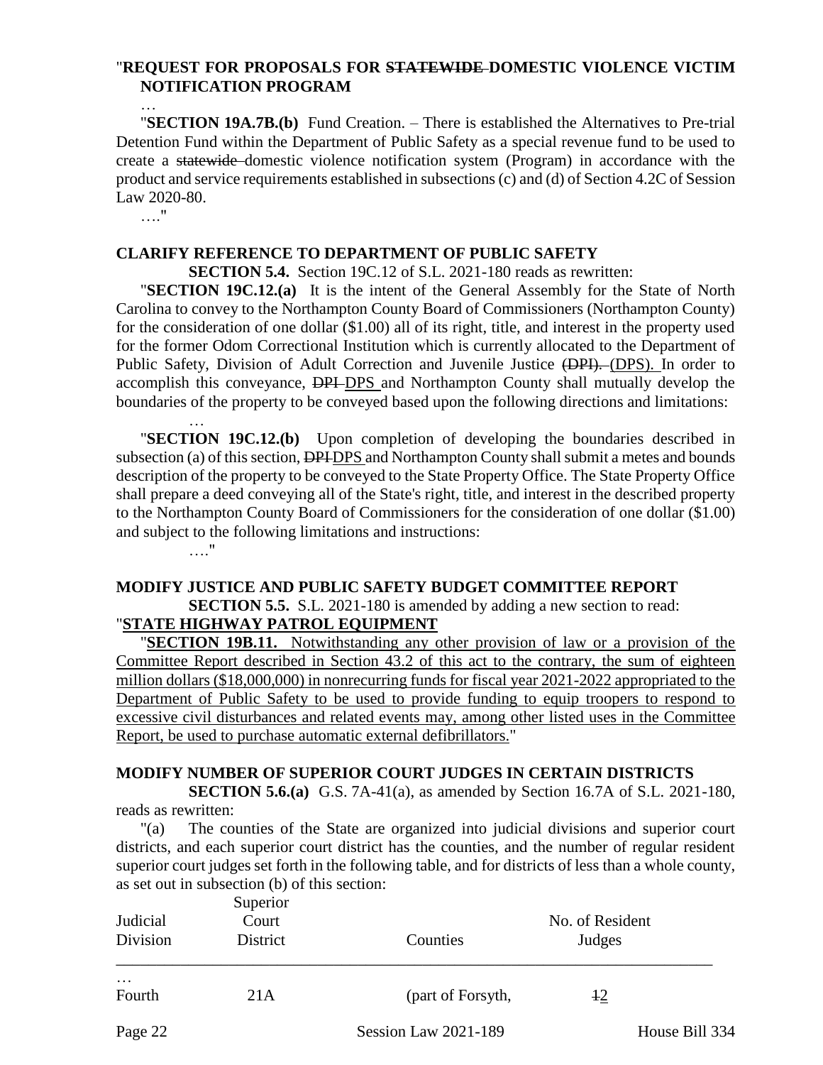"**REQUEST FOR PROPOSALS FOR ~~STATEWIDE~~ DOMESTIC VIOLENCE VICTIM NOTIFICATION PROGRAM**

…

"**SECTION 19A.7B.(b)** Fund Creation. – There is established the Alternatives to Pre-trial Detention Fund within the Department of Public Safety as a special revenue fund to be used to create a ~~statewide~~ domestic violence notification system (Program) in accordance with the product and service requirements established in subsections (c) and (d) of Section 4.2C of Session Law 2020-80.

…."

**CLARIFY REFERENCE TO DEPARTMENT OF PUBLIC SAFETY**

**SECTION 5.4.** Section 19C.12 of S.L. 2021-180 reads as rewritten:

"**SECTION 19C.12.(a)** It is the intent of the General Assembly for the State of North Carolina to convey to the Northampton County Board of Commissioners (Northampton County) for the consideration of one dollar ($1.00) all of its right, title, and interest in the property used for the former Odom Correctional Institution which is currently allocated to the Department of Public Safety, Division of Adult Correction and Juvenile Justice ~~(DPI).~~ <u>(DPS).</u> In order to accomplish this conveyance, ~~DPI~~ <u>DPS</u> and Northampton County shall mutually develop the boundaries of the property to be conveyed based upon the following directions and limitations:

…

"**SECTION 19C.12.(b)** Upon completion of developing the boundaries described in subsection (a) of this section, ~~DPI~~<u>DPS</u> and Northampton County shall submit a metes and bounds description of the property to be conveyed to the State Property Office. The State Property Office shall prepare a deed conveying all of the State's right, title, and interest in the described property to the Northampton County Board of Commissioners for the consideration of one dollar ($1.00) and subject to the following limitations and instructions:

…."

**MODIFY JUSTICE AND PUBLIC SAFETY BUDGET COMMITTEE REPORT**

**SECTION 5.5.** S.L. 2021-180 is amended by adding a new section to read:

"<u>**STATE HIGHWAY PATROL EQUIPMENT**</u>

"<u>**SECTION 19B.11.** Notwithstanding any other provision of law or a provision of the Committee Report described in Section 43.2 of this act to the contrary, the sum of eighteen million dollars ($18,000,000) in nonrecurring funds for fiscal year 2021-2022 appropriated to the Department of Public Safety to be used to provide funding to equip troopers to respond to excessive civil disturbances and related events may, among other listed uses in the Committee Report, be used to purchase automatic external defibrillators.</u>"

**MODIFY NUMBER OF SUPERIOR COURT JUDGES IN CERTAIN DISTRICTS**

**SECTION 5.6.(a)** G.S. 7A-41(a), as amended by Section 16.7A of S.L. 2021-180, reads as rewritten:

"(a) The counties of the State are organized into judicial divisions and superior court districts, and each superior court district has the counties, and the number of regular resident superior court judges set forth in the following table, and for districts of less than a whole county, as set out in subsection (b) of this section:

| Judicial Division | Superior Court District | Counties | No. of Resident Judges |
|---|---|---|---|
| … | | | |
| Fourth | 21A | (part of Forsyth, | ~~1~~<u>2</u> |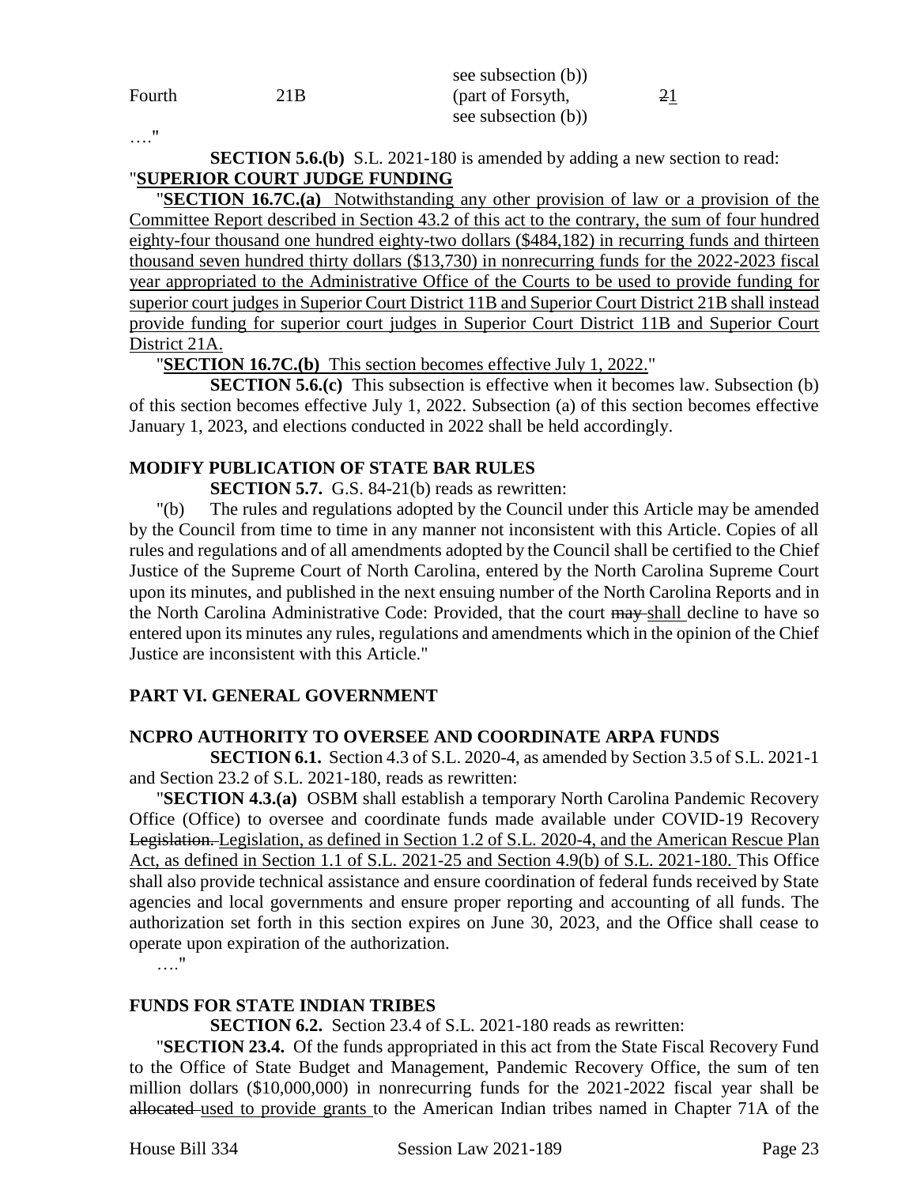| | | see subsection (b)) | |
|---|---|---|---|
| Fourth | 21B | (part of Forsyth, see subsection (b)) | ~~2~~1 |

…."

**SECTION 5.6.(b)** S.L. 2021-180 is amended by adding a new section to read:

"**SUPERIOR COURT JUDGE FUNDING**

"**SECTION 16.7C.(a)** Notwithstanding any other provision of law or a provision of the Committee Report described in Section 43.2 of this act to the contrary, the sum of four hundred eighty-four thousand one hundred eighty-two dollars ($484,182) in recurring funds and thirteen thousand seven hundred thirty dollars ($13,730) in nonrecurring funds for the 2022-2023 fiscal year appropriated to the Administrative Office of the Courts to be used to provide funding for superior court judges in Superior Court District 11B and Superior Court District 21B shall instead provide funding for superior court judges in Superior Court District 11B and Superior Court District 21A.

"**SECTION 16.7C.(b)** This section becomes effective July 1, 2022."

**SECTION 5.6.(c)** This subsection is effective when it becomes law. Subsection (b) of this section becomes effective July 1, 2022. Subsection (a) of this section becomes effective January 1, 2023, and elections conducted in 2022 shall be held accordingly.

**MODIFY PUBLICATION OF STATE BAR RULES**

**SECTION 5.7.** G.S. 84-21(b) reads as rewritten:

"(b) The rules and regulations adopted by the Council under this Article may be amended by the Council from time to time in any manner not inconsistent with this Article. Copies of all rules and regulations and of all amendments adopted by the Council shall be certified to the Chief Justice of the Supreme Court of North Carolina, entered by the North Carolina Supreme Court upon its minutes, and published in the next ensuing number of the North Carolina Reports and in the North Carolina Administrative Code: Provided, that the court ~~may~~ shall decline to have so entered upon its minutes any rules, regulations and amendments which in the opinion of the Chief Justice are inconsistent with this Article."

**PART VI. GENERAL GOVERNMENT**

**NCPRO AUTHORITY TO OVERSEE AND COORDINATE ARPA FUNDS**

**SECTION 6.1.** Section 4.3 of S.L. 2020-4, as amended by Section 3.5 of S.L. 2021-1 and Section 23.2 of S.L. 2021-180, reads as rewritten:

"**SECTION 4.3.(a)** OSBM shall establish a temporary North Carolina Pandemic Recovery Office (Office) to oversee and coordinate funds made available under COVID-19 Recovery ~~Legislation.~~ Legislation, as defined in Section 1.2 of S.L. 2020-4, and the American Rescue Plan Act, as defined in Section 1.1 of S.L. 2021-25 and Section 4.9(b) of S.L. 2021-180. This Office shall also provide technical assistance and ensure coordination of federal funds received by State agencies and local governments and ensure proper reporting and accounting of all funds. The authorization set forth in this section expires on June 30, 2023, and the Office shall cease to operate upon expiration of the authorization.

…."

**FUNDS FOR STATE INDIAN TRIBES**

**SECTION 6.2.** Section 23.4 of S.L. 2021-180 reads as rewritten:

"**SECTION 23.4.** Of the funds appropriated in this act from the State Fiscal Recovery Fund to the Office of State Budget and Management, Pandemic Recovery Office, the sum of ten million dollars ($10,000,000) in nonrecurring funds for the 2021-2022 fiscal year shall be ~~allocated~~ used to provide grants to the American Indian tribes named in Chapter 71A of the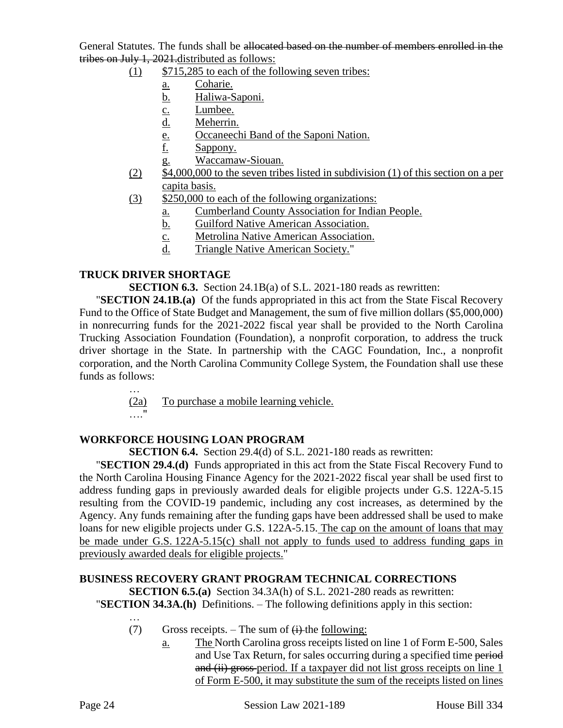General Statutes. The funds shall be ~~allocated based on the number of members enrolled in the tribes on July 1, 2021.~~distributed as follows:

(1) $715,285 to each of the following seven tribes:
   a. Coharie.
   b. Haliwa-Saponi.
   c. Lumbee.
   d. Meherrin.
   e. Occaneechi Band of the Saponi Nation.
   f. Sappony.
   g. Waccamaw-Siouan.

(2) $4,000,000 to the seven tribes listed in subdivision (1) of this section on a per capita basis.

(3) $250,000 to each of the following organizations:
   a. Cumberland County Association for Indian People.
   b. Guilford Native American Association.
   c. Metrolina Native American Association.
   d. Triangle Native American Society."

**TRUCK DRIVER SHORTAGE**

**SECTION 6.3.** Section 24.1B(a) of S.L. 2021-180 reads as rewritten:

"**SECTION 24.1B.(a)** Of the funds appropriated in this act from the State Fiscal Recovery Fund to the Office of State Budget and Management, the sum of five million dollars ($5,000,000) in nonrecurring funds for the 2021-2022 fiscal year shall be provided to the North Carolina Trucking Association Foundation (Foundation), a nonprofit corporation, to address the truck driver shortage in the State. In partnership with the CAGC Foundation, Inc., a nonprofit corporation, and the North Carolina Community College System, the Foundation shall use these funds as follows:

…

(2a) To purchase a mobile learning vehicle.

…."

**WORKFORCE HOUSING LOAN PROGRAM**

**SECTION 6.4.** Section 29.4(d) of S.L. 2021-180 reads as rewritten:

"**SECTION 29.4.(d)** Funds appropriated in this act from the State Fiscal Recovery Fund to the North Carolina Housing Finance Agency for the 2021-2022 fiscal year shall be used first to address funding gaps in previously awarded deals for eligible projects under G.S. 122A-5.15 resulting from the COVID-19 pandemic, including any cost increases, as determined by the Agency. Any funds remaining after the funding gaps have been addressed shall be used to make loans for new eligible projects under G.S. 122A-5.15. The cap on the amount of loans that may be made under G.S. 122A-5.15(c) shall not apply to funds used to address funding gaps in previously awarded deals for eligible projects."

**BUSINESS RECOVERY GRANT PROGRAM TECHNICAL CORRECTIONS**

**SECTION 6.5.(a)** Section 34.3A(h) of S.L. 2021-280 reads as rewritten:

"**SECTION 34.3A.(h)** Definitions. – The following definitions apply in this section:

…

(7) Gross receipts. – The sum of ~~(i)~~ the following:
   a. The North Carolina gross receipts listed on line 1 of Form E-500, Sales and Use Tax Return, for sales occurring during a specified time ~~period and (ii) gross~~ period. If a taxpayer did not list gross receipts on line 1 of Form E-500, it may substitute the sum of the receipts listed on lines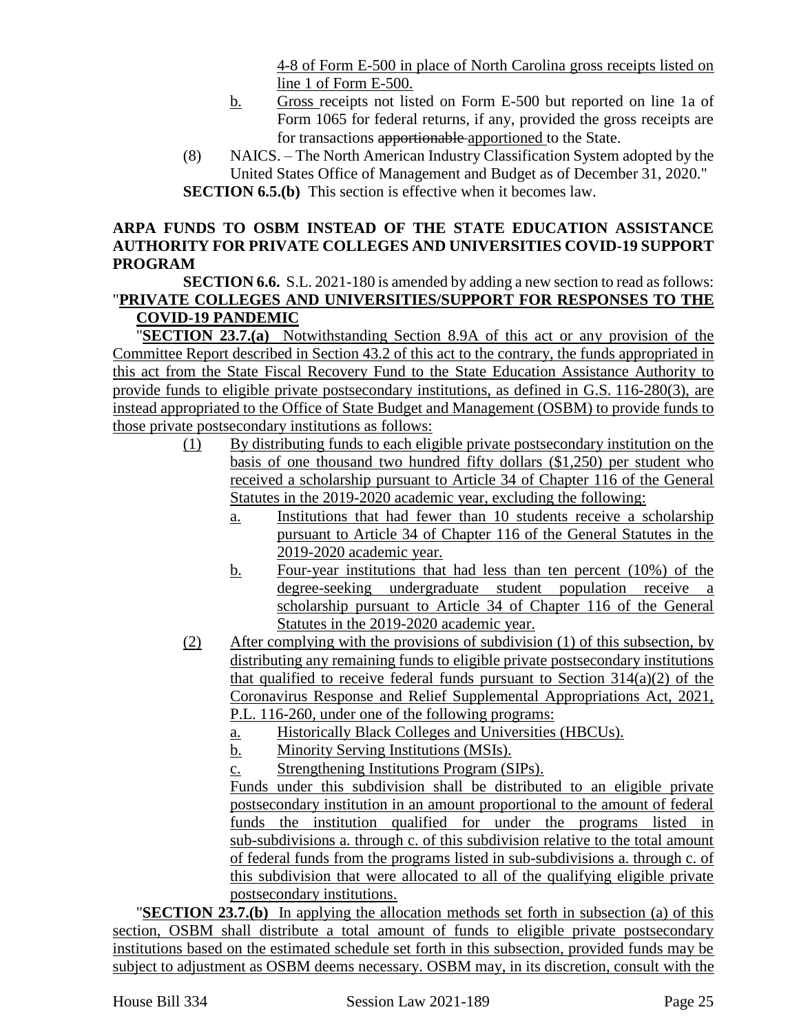4-8 of Form E-500 in place of North Carolina gross receipts listed on line 1 of Form E-500.

b. Gross receipts not listed on Form E-500 but reported on line 1a of Form 1065 for federal returns, if any, provided the gross receipts are for transactions ~~apportionable~~ apportioned to the State.

(8) NAICS. – The North American Industry Classification System adopted by the United States Office of Management and Budget as of December 31, 2020."

**SECTION 6.5.(b)** This section is effective when it becomes law.

**ARPA FUNDS TO OSBM INSTEAD OF THE STATE EDUCATION ASSISTANCE AUTHORITY FOR PRIVATE COLLEGES AND UNIVERSITIES COVID-19 SUPPORT PROGRAM**

**SECTION 6.6.** S.L. 2021-180 is amended by adding a new section to read as follows:

"**PRIVATE COLLEGES AND UNIVERSITIES/SUPPORT FOR RESPONSES TO THE COVID-19 PANDEMIC**

"**SECTION 23.7.(a)** Notwithstanding Section 8.9A of this act or any provision of the Committee Report described in Section 43.2 of this act to the contrary, the funds appropriated in this act from the State Fiscal Recovery Fund to the State Education Assistance Authority to provide funds to eligible private postsecondary institutions, as defined in G.S. 116-280(3), are instead appropriated to the Office of State Budget and Management (OSBM) to provide funds to those private postsecondary institutions as follows:

(1) By distributing funds to each eligible private postsecondary institution on the basis of one thousand two hundred fifty dollars ($1,250) per student who received a scholarship pursuant to Article 34 of Chapter 116 of the General Statutes in the 2019-2020 academic year, excluding the following:

a. Institutions that had fewer than 10 students receive a scholarship pursuant to Article 34 of Chapter 116 of the General Statutes in the 2019-2020 academic year.

b. Four-year institutions that had less than ten percent (10%) of the degree-seeking undergraduate student population receive a scholarship pursuant to Article 34 of Chapter 116 of the General Statutes in the 2019-2020 academic year.

(2) After complying with the provisions of subdivision (1) of this subsection, by distributing any remaining funds to eligible private postsecondary institutions that qualified to receive federal funds pursuant to Section 314(a)(2) of the Coronavirus Response and Relief Supplemental Appropriations Act, 2021, P.L. 116-260, under one of the following programs:

a. Historically Black Colleges and Universities (HBCUs).

b. Minority Serving Institutions (MSIs).

c. Strengthening Institutions Program (SIPs).

Funds under this subdivision shall be distributed to an eligible private postsecondary institution in an amount proportional to the amount of federal funds the institution qualified for under the programs listed in sub-subdivisions a. through c. of this subdivision relative to the total amount of federal funds from the programs listed in sub-subdivisions a. through c. of this subdivision that were allocated to all of the qualifying eligible private postsecondary institutions.

"**SECTION 23.7.(b)** In applying the allocation methods set forth in subsection (a) of this section, OSBM shall distribute a total amount of funds to eligible private postsecondary institutions based on the estimated schedule set forth in this subsection, provided funds may be subject to adjustment as OSBM deems necessary. OSBM may, in its discretion, consult with the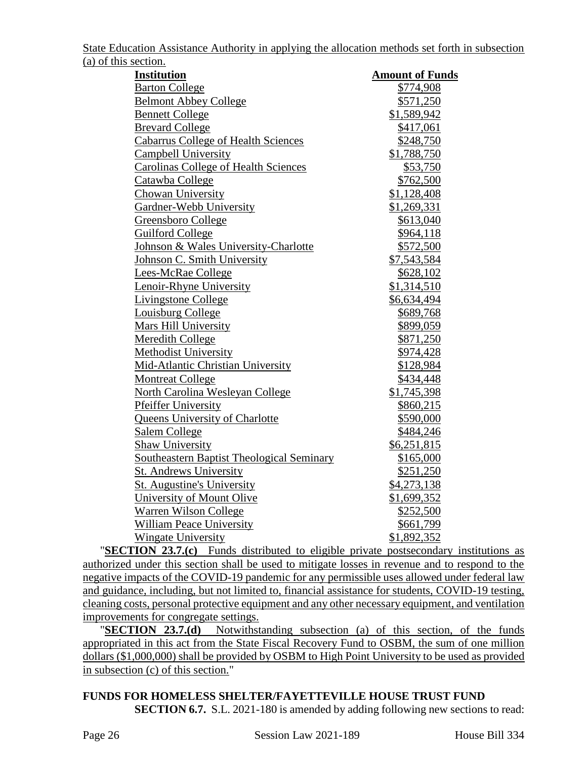State Education Assistance Authority in applying the allocation methods set forth in subsection (a) of this section.

| Institution | Amount of Funds |
|---|---|
| Barton College | $774,908 |
| Belmont Abbey College | $571,250 |
| Bennett College | $1,589,942 |
| Brevard College | $417,061 |
| Cabarrus College of Health Sciences | $248,750 |
| Campbell University | $1,788,750 |
| Carolinas College of Health Sciences | $53,750 |
| Catawba College | $762,500 |
| Chowan University | $1,128,408 |
| Gardner-Webb University | $1,269,331 |
| Greensboro College | $613,040 |
| Guilford College | $964,118 |
| Johnson & Wales University-Charlotte | $572,500 |
| Johnson C. Smith University | $7,543,584 |
| Lees-McRae College | $628,102 |
| Lenoir-Rhyne University | $1,314,510 |
| Livingstone College | $6,634,494 |
| Louisburg College | $689,768 |
| Mars Hill University | $899,059 |
| Meredith College | $871,250 |
| Methodist University | $974,428 |
| Mid-Atlantic Christian University | $128,984 |
| Montreat College | $434,448 |
| North Carolina Wesleyan College | $1,745,398 |
| Pfeiffer University | $860,215 |
| Queens University of Charlotte | $590,000 |
| Salem College | $484,246 |
| Shaw University | $6,251,815 |
| Southeastern Baptist Theological Seminary | $165,000 |
| St. Andrews University | $251,250 |
| St. Augustine's University | $4,273,138 |
| University of Mount Olive | $1,699,352 |
| Warren Wilson College | $252,500 |
| William Peace University | $661,799 |
| Wingate University | $1,892,352 |

"**SECTION 23.7.(c)** Funds distributed to eligible private postsecondary institutions as authorized under this section shall be used to mitigate losses in revenue and to respond to the negative impacts of the COVID-19 pandemic for any permissible uses allowed under federal law and guidance, including, but not limited to, financial assistance for students, COVID-19 testing, cleaning costs, personal protective equipment and any other necessary equipment, and ventilation improvements for congregate settings.

"**SECTION 23.7.(d)** Notwithstanding subsection (a) of this section, of the funds appropriated in this act from the State Fiscal Recovery Fund to OSBM, the sum of one million dollars ($1,000,000) shall be provided by OSBM to High Point University to be used as provided in subsection (c) of this section."

**FUNDS FOR HOMELESS SHELTER/FAYETTEVILLE HOUSE TRUST FUND**

**SECTION 6.7.** S.L. 2021-180 is amended by adding following new sections to read: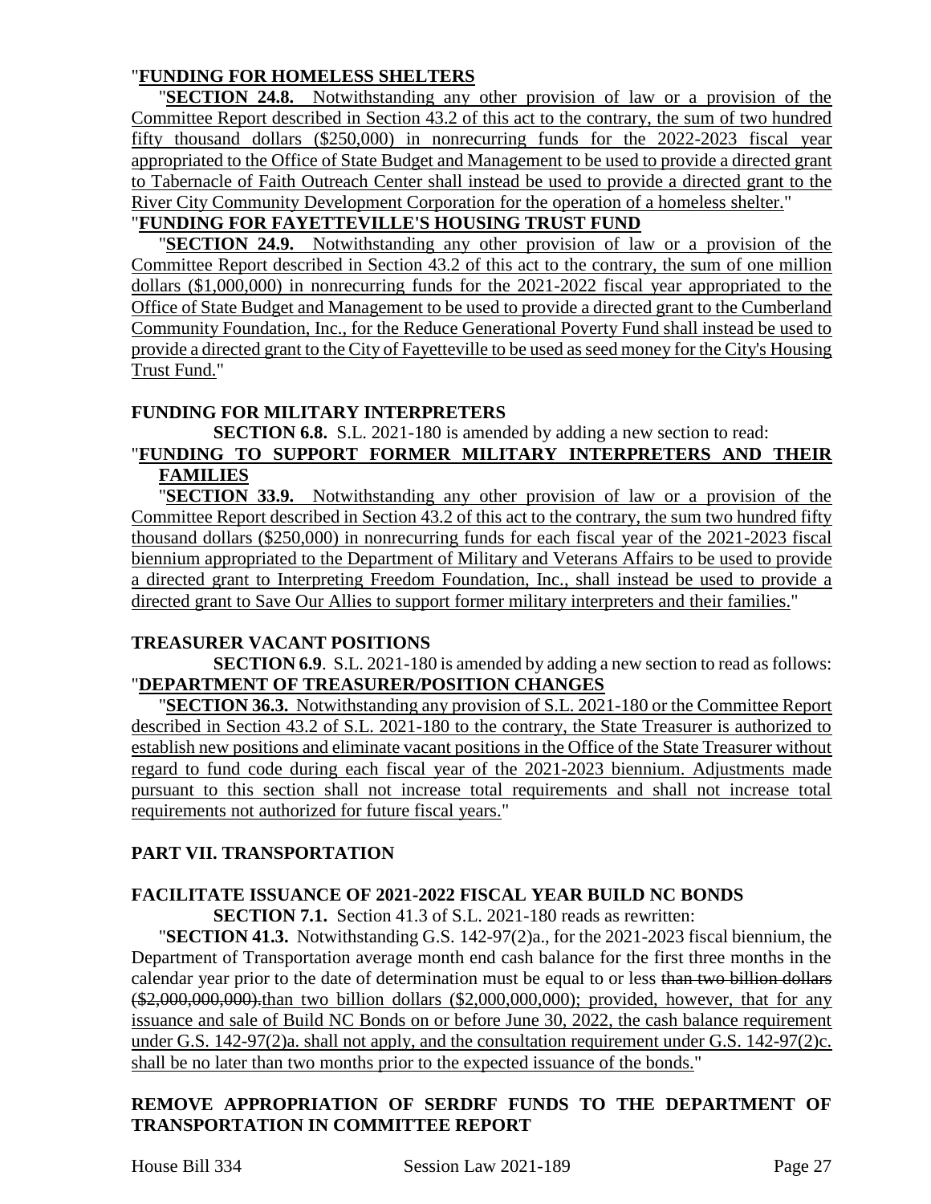"**FUNDING FOR HOMELESS SHELTERS**

"**SECTION 24.8.** Notwithstanding any other provision of law or a provision of the Committee Report described in Section 43.2 of this act to the contrary, the sum of two hundred fifty thousand dollars ($250,000) in nonrecurring funds for the 2022-2023 fiscal year appropriated to the Office of State Budget and Management to be used to provide a directed grant to Tabernacle of Faith Outreach Center shall instead be used to provide a directed grant to the River City Community Development Corporation for the operation of a homeless shelter."

"**FUNDING FOR FAYETTEVILLE'S HOUSING TRUST FUND**

"**SECTION 24.9.** Notwithstanding any other provision of law or a provision of the Committee Report described in Section 43.2 of this act to the contrary, the sum of one million dollars ($1,000,000) in nonrecurring funds for the 2021-2022 fiscal year appropriated to the Office of State Budget and Management to be used to provide a directed grant to the Cumberland Community Foundation, Inc., for the Reduce Generational Poverty Fund shall instead be used to provide a directed grant to the City of Fayetteville to be used as seed money for the City's Housing Trust Fund."

**FUNDING FOR MILITARY INTERPRETERS**

**SECTION 6.8.** S.L. 2021-180 is amended by adding a new section to read:

"**FUNDING TO SUPPORT FORMER MILITARY INTERPRETERS AND THEIR FAMILIES**

"**SECTION 33.9.** Notwithstanding any other provision of law or a provision of the Committee Report described in Section 43.2 of this act to the contrary, the sum two hundred fifty thousand dollars ($250,000) in nonrecurring funds for each fiscal year of the 2021-2023 fiscal biennium appropriated to the Department of Military and Veterans Affairs to be used to provide a directed grant to Interpreting Freedom Foundation, Inc., shall instead be used to provide a directed grant to Save Our Allies to support former military interpreters and their families."

**TREASURER VACANT POSITIONS**

**SECTION 6.9**. S.L. 2021-180 is amended by adding a new section to read as follows:

"**DEPARTMENT OF TREASURER/POSITION CHANGES**

"**SECTION 36.3.** Notwithstanding any provision of S.L. 2021-180 or the Committee Report described in Section 43.2 of S.L. 2021-180 to the contrary, the State Treasurer is authorized to establish new positions and eliminate vacant positions in the Office of the State Treasurer without regard to fund code during each fiscal year of the 2021-2023 biennium. Adjustments made pursuant to this section shall not increase total requirements and shall not increase total requirements not authorized for future fiscal years."

## PART VII. TRANSPORTATION

**FACILITATE ISSUANCE OF 2021-2022 FISCAL YEAR BUILD NC BONDS**

**SECTION 7.1.** Section 41.3 of S.L. 2021-180 reads as rewritten:

"**SECTION 41.3.** Notwithstanding G.S. 142-97(2)a., for the 2021-2023 fiscal biennium, the Department of Transportation average month end cash balance for the first three months in the calendar year prior to the date of determination must be equal to or less ~~than two billion dollars ($2,000,000,000).~~than two billion dollars ($2,000,000,000); provided, however, that for any issuance and sale of Build NC Bonds on or before June 30, 2022, the cash balance requirement under G.S. 142-97(2)a. shall not apply, and the consultation requirement under G.S. 142-97(2)c. shall be no later than two months prior to the expected issuance of the bonds."

**REMOVE APPROPRIATION OF SERDRF FUNDS TO THE DEPARTMENT OF TRANSPORTATION IN COMMITTEE REPORT**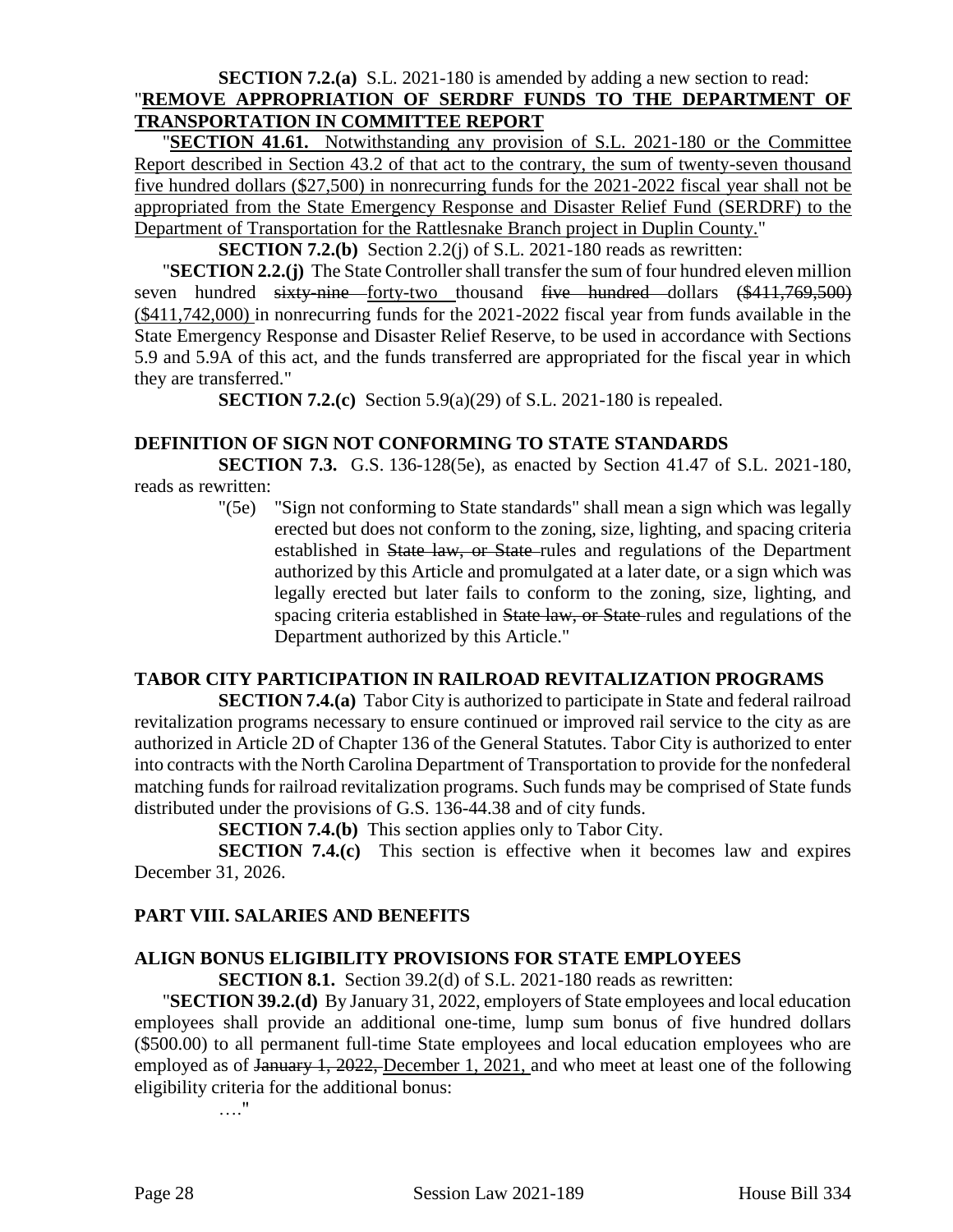**SECTION 7.2.(a)** S.L. 2021-180 is amended by adding a new section to read:

"**REMOVE APPROPRIATION OF SERDRF FUNDS TO THE DEPARTMENT OF TRANSPORTATION IN COMMITTEE REPORT**

"**SECTION 41.61.** Notwithstanding any provision of S.L. 2021-180 or the Committee Report described in Section 43.2 of that act to the contrary, the sum of twenty-seven thousand five hundred dollars ($27,500) in nonrecurring funds for the 2021-2022 fiscal year shall not be appropriated from the State Emergency Response and Disaster Relief Fund (SERDRF) to the Department of Transportation for the Rattlesnake Branch project in Duplin County."

**SECTION 7.2.(b)** Section 2.2(j) of S.L. 2021-180 reads as rewritten:

"**SECTION 2.2.(j)** The State Controller shall transfer the sum of four hundred eleven million seven hundred ~~sixty-nine~~ forty-two thousand ~~five hundred~~ dollars ~~($411,769,500)~~ ($411,742,000) in nonrecurring funds for the 2021-2022 fiscal year from funds available in the State Emergency Response and Disaster Relief Reserve, to be used in accordance with Sections 5.9 and 5.9A of this act, and the funds transferred are appropriated for the fiscal year in which they are transferred."

**SECTION 7.2.(c)** Section 5.9(a)(29) of S.L. 2021-180 is repealed.

**DEFINITION OF SIGN NOT CONFORMING TO STATE STANDARDS**

**SECTION 7.3.** G.S. 136-128(5e), as enacted by Section 41.47 of S.L. 2021-180, reads as rewritten:

"(5e) "Sign not conforming to State standards" shall mean a sign which was legally erected but does not conform to the zoning, size, lighting, and spacing criteria established in ~~State law, or State~~ rules and regulations of the Department authorized by this Article and promulgated at a later date, or a sign which was legally erected but later fails to conform to the zoning, size, lighting, and spacing criteria established in ~~State law, or State~~ rules and regulations of the Department authorized by this Article."

**TABOR CITY PARTICIPATION IN RAILROAD REVITALIZATION PROGRAMS**

**SECTION 7.4.(a)** Tabor City is authorized to participate in State and federal railroad revitalization programs necessary to ensure continued or improved rail service to the city as are authorized in Article 2D of Chapter 136 of the General Statutes. Tabor City is authorized to enter into contracts with the North Carolina Department of Transportation to provide for the nonfederal matching funds for railroad revitalization programs. Such funds may be comprised of State funds distributed under the provisions of G.S. 136-44.38 and of city funds.

**SECTION 7.4.(b)** This section applies only to Tabor City.

**SECTION 7.4.(c)** This section is effective when it becomes law and expires December 31, 2026.

**PART VIII. SALARIES AND BENEFITS**

**ALIGN BONUS ELIGIBILITY PROVISIONS FOR STATE EMPLOYEES**

**SECTION 8.1.** Section 39.2(d) of S.L. 2021-180 reads as rewritten:

"**SECTION 39.2.(d)** By January 31, 2022, employers of State employees and local education employees shall provide an additional one-time, lump sum bonus of five hundred dollars ($500.00) to all permanent full-time State employees and local education employees who are employed as of ~~January 1, 2022,~~ December 1, 2021, and who meet at least one of the following eligibility criteria for the additional bonus:

…."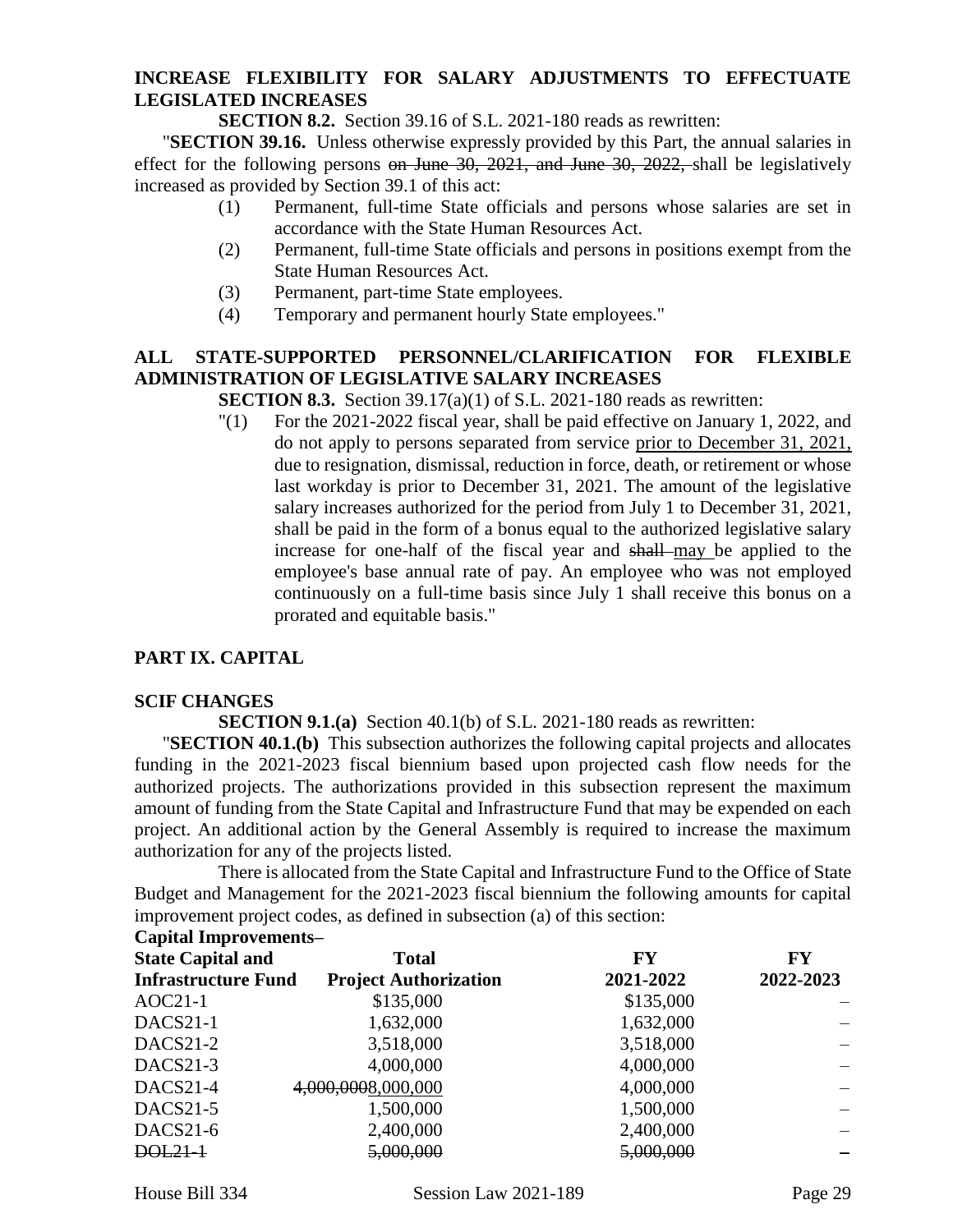**INCREASE FLEXIBILITY FOR SALARY ADJUSTMENTS TO EFFECTUATE LEGISLATED INCREASES**

**SECTION 8.2.** Section 39.16 of S.L. 2021-180 reads as rewritten:

"**SECTION 39.16.** Unless otherwise expressly provided by this Part, the annual salaries in effect for the following persons ~~on June 30, 2021, and June 30, 2022,~~ shall be legislatively increased as provided by Section 39.1 of this act:

(1) Permanent, full-time State officials and persons whose salaries are set in accordance with the State Human Resources Act.

(2) Permanent, full-time State officials and persons in positions exempt from the State Human Resources Act.

(3) Permanent, part-time State employees.

(4) Temporary and permanent hourly State employees."

**ALL STATE-SUPPORTED PERSONNEL/CLARIFICATION FOR FLEXIBLE ADMINISTRATION OF LEGISLATIVE SALARY INCREASES**

**SECTION 8.3.** Section 39.17(a)(1) of S.L. 2021-180 reads as rewritten:

"(1) For the 2021-2022 fiscal year, shall be paid effective on January 1, 2022, and do not apply to persons separated from service <u>prior to December 31, 2021,</u> due to resignation, dismissal, reduction in force, death, or retirement or whose last workday is prior to December 31, 2021. The amount of the legislative salary increases authorized for the period from July 1 to December 31, 2021, shall be paid in the form of a bonus equal to the authorized legislative salary increase for one-half of the fiscal year and ~~shall~~ <u>may</u> be applied to the employee's base annual rate of pay. An employee who was not employed continuously on a full-time basis since July 1 shall receive this bonus on a prorated and equitable basis."

**PART IX. CAPITAL**

**SCIF CHANGES**

**SECTION 9.1.(a)** Section 40.1(b) of S.L. 2021-180 reads as rewritten:

"**SECTION 40.1.(b)** This subsection authorizes the following capital projects and allocates funding in the 2021-2023 fiscal biennium based upon projected cash flow needs for the authorized projects. The authorizations provided in this subsection represent the maximum amount of funding from the State Capital and Infrastructure Fund that may be expended on each project. An additional action by the General Assembly is required to increase the maximum authorization for any of the projects listed.

There is allocated from the State Capital and Infrastructure Fund to the Office of State Budget and Management for the 2021-2023 fiscal biennium the following amounts for capital improvement project codes, as defined in subsection (a) of this section:

**Capital Improvements–**

| State Capital and Infrastructure Fund | Total Project Authorization | FY 2021-2022 | FY 2022-2023 |
|---|---|---|---|
| AOC21-1 | $135,000 | $135,000 | – |
| DACS21-1 | 1,632,000 | 1,632,000 | – |
| DACS21-2 | 3,518,000 | 3,518,000 | – |
| DACS21-3 | 4,000,000 | 4,000,000 | – |
| DACS21-4 | ~~4,000,000~~<u>8,000,000</u> | 4,000,000 | – |
| DACS21-5 | 1,500,000 | 1,500,000 | – |
| DACS21-6 | 2,400,000 | 2,400,000 | – |
| ~~DOL21-1~~ | ~~5,000,000~~ | ~~5,000,000~~ | ~~–~~ |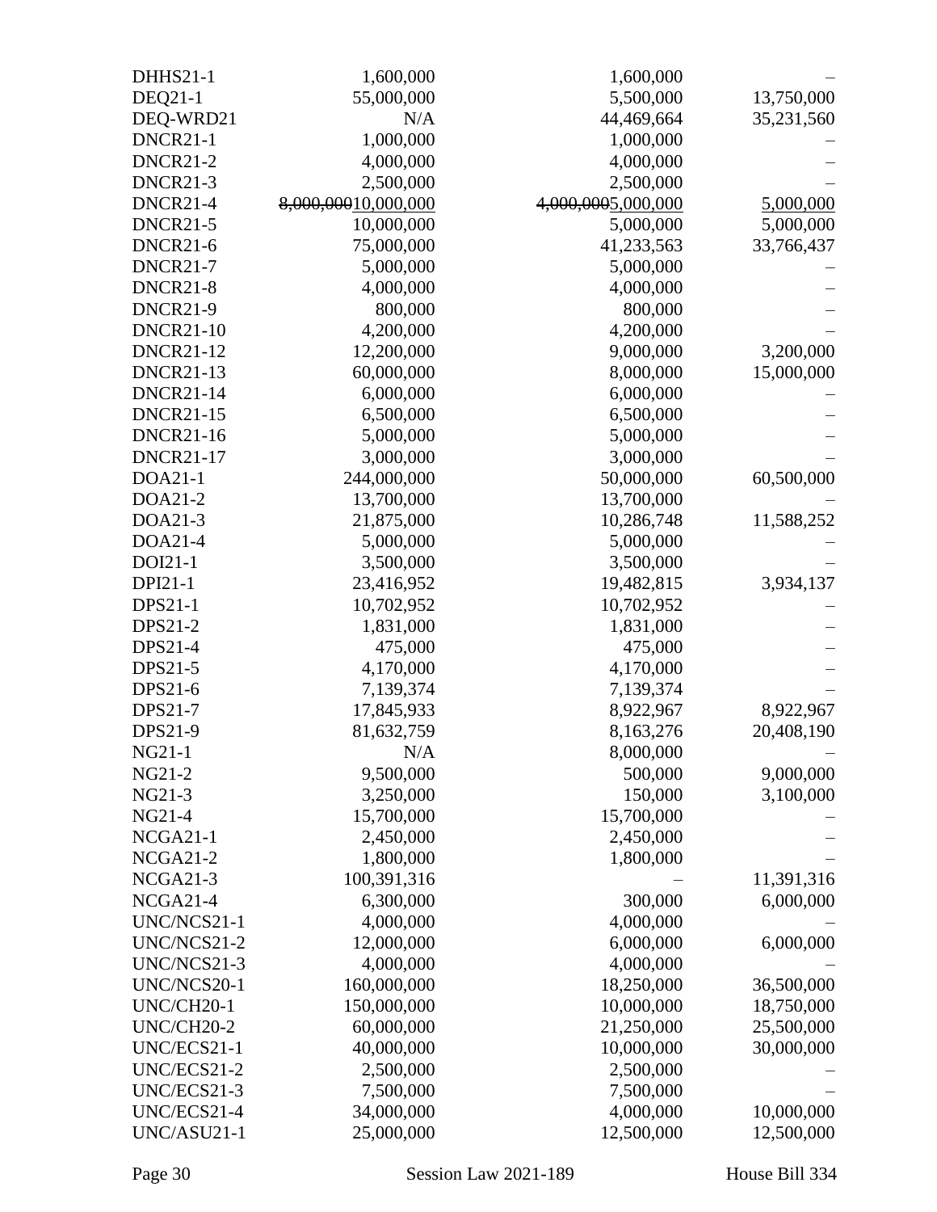| | | | |
|---|---|---|---|
| DHHS21-1 | 1,600,000 | 1,600,000 | – |
| DEQ21-1 | 55,000,000 | 5,500,000 | 13,750,000 |
| DEQ-WRD21 | N/A | 44,469,664 | 35,231,560 |
| DNCR21-1 | 1,000,000 | 1,000,000 | – |
| DNCR21-2 | 4,000,000 | 4,000,000 | – |
| DNCR21-3 | 2,500,000 | 2,500,000 | – |
| DNCR21-4 | ~~8,000,000~~<u>10,000,000</u> | ~~4,000,000~~<u>5,000,000</u> | <u>5,000,000</u> |
| DNCR21-5 | 10,000,000 | 5,000,000 | 5,000,000 |
| DNCR21-6 | 75,000,000 | 41,233,563 | 33,766,437 |
| DNCR21-7 | 5,000,000 | 5,000,000 | – |
| DNCR21-8 | 4,000,000 | 4,000,000 | – |
| DNCR21-9 | 800,000 | 800,000 | – |
| DNCR21-10 | 4,200,000 | 4,200,000 | – |
| DNCR21-12 | 12,200,000 | 9,000,000 | 3,200,000 |
| DNCR21-13 | 60,000,000 | 8,000,000 | 15,000,000 |
| DNCR21-14 | 6,000,000 | 6,000,000 | – |
| DNCR21-15 | 6,500,000 | 6,500,000 | – |
| DNCR21-16 | 5,000,000 | 5,000,000 | – |
| DNCR21-17 | 3,000,000 | 3,000,000 | – |
| DOA21-1 | 244,000,000 | 50,000,000 | 60,500,000 |
| DOA21-2 | 13,700,000 | 13,700,000 | – |
| DOA21-3 | 21,875,000 | 10,286,748 | 11,588,252 |
| DOA21-4 | 5,000,000 | 5,000,000 | – |
| DOI21-1 | 3,500,000 | 3,500,000 | – |
| DPI21-1 | 23,416,952 | 19,482,815 | 3,934,137 |
| DPS21-1 | 10,702,952 | 10,702,952 | – |
| DPS21-2 | 1,831,000 | 1,831,000 | – |
| DPS21-4 | 475,000 | 475,000 | – |
| DPS21-5 | 4,170,000 | 4,170,000 | – |
| DPS21-6 | 7,139,374 | 7,139,374 | – |
| DPS21-7 | 17,845,933 | 8,922,967 | 8,922,967 |
| DPS21-9 | 81,632,759 | 8,163,276 | 20,408,190 |
| NG21-1 | N/A | 8,000,000 | – |
| NG21-2 | 9,500,000 | 500,000 | 9,000,000 |
| NG21-3 | 3,250,000 | 150,000 | 3,100,000 |
| NG21-4 | 15,700,000 | 15,700,000 | – |
| NCGA21-1 | 2,450,000 | 2,450,000 | – |
| NCGA21-2 | 1,800,000 | 1,800,000 | – |
| NCGA21-3 | 100,391,316 | – | 11,391,316 |
| NCGA21-4 | 6,300,000 | 300,000 | 6,000,000 |
| UNC/NCS21-1 | 4,000,000 | 4,000,000 | – |
| UNC/NCS21-2 | 12,000,000 | 6,000,000 | 6,000,000 |
| UNC/NCS21-3 | 4,000,000 | 4,000,000 | – |
| UNC/NCS20-1 | 160,000,000 | 18,250,000 | 36,500,000 |
| UNC/CH20-1 | 150,000,000 | 10,000,000 | 18,750,000 |
| UNC/CH20-2 | 60,000,000 | 21,250,000 | 25,500,000 |
| UNC/ECS21-1 | 40,000,000 | 10,000,000 | 30,000,000 |
| UNC/ECS21-2 | 2,500,000 | 2,500,000 | – |
| UNC/ECS21-3 | 7,500,000 | 7,500,000 | – |
| UNC/ECS21-4 | 34,000,000 | 4,000,000 | 10,000,000 |
| UNC/ASU21-1 | 25,000,000 | 12,500,000 | 12,500,000 |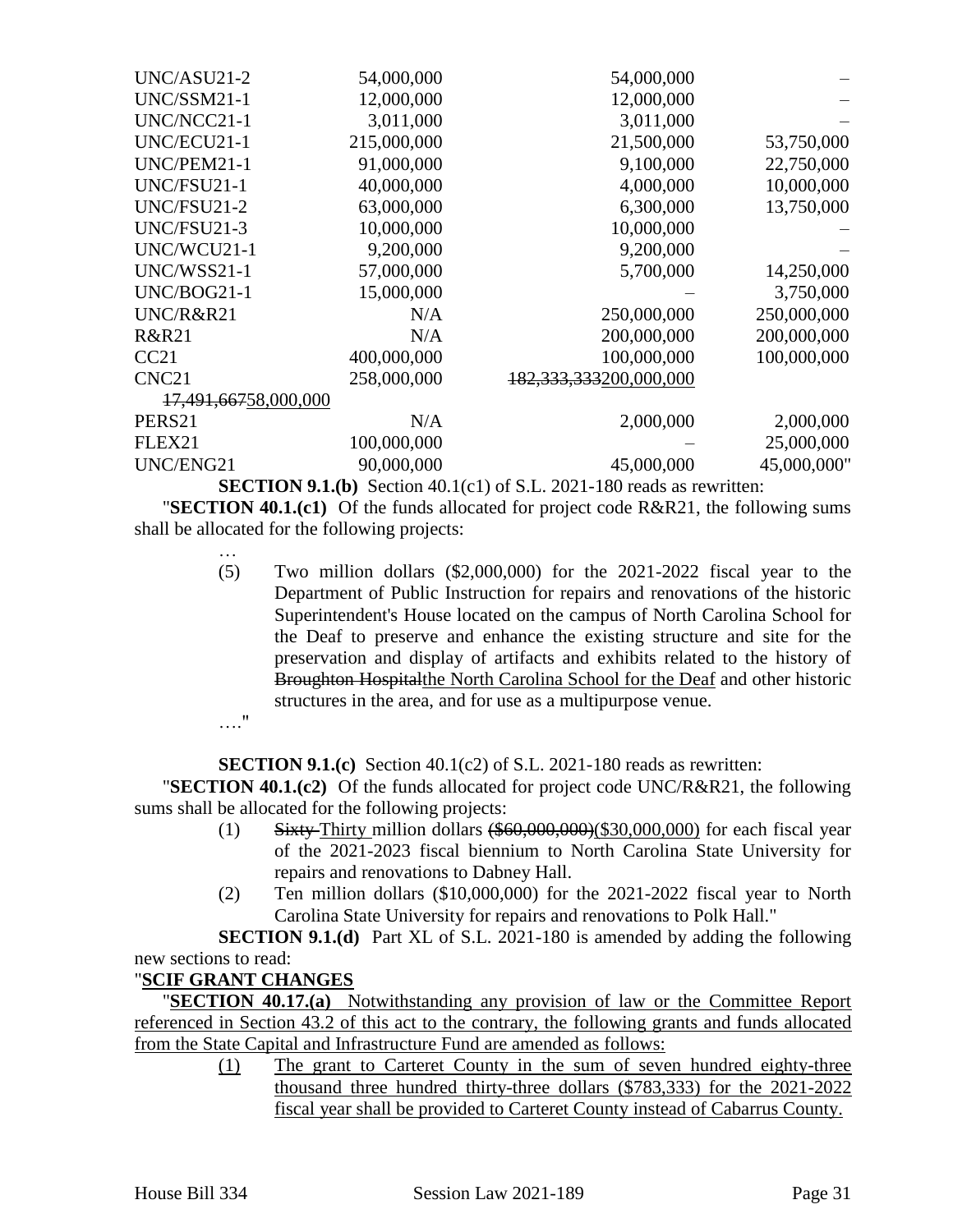| | | | |
|---|---|---|---|
| UNC/ASU21-2 | 54,000,000 | 54,000,000 | – |
| UNC/SSM21-1 | 12,000,000 | 12,000,000 | – |
| UNC/NCC21-1 | 3,011,000 | 3,011,000 | – |
| UNC/ECU21-1 | 215,000,000 | 21,500,000 | 53,750,000 |
| UNC/PEM21-1 | 91,000,000 | 9,100,000 | 22,750,000 |
| UNC/FSU21-1 | 40,000,000 | 4,000,000 | 10,000,000 |
| UNC/FSU21-2 | 63,000,000 | 6,300,000 | 13,750,000 |
| UNC/FSU21-3 | 10,000,000 | 10,000,000 | – |
| UNC/WCU21-1 | 9,200,000 | 9,200,000 | – |
| UNC/WSS21-1 | 57,000,000 | 5,700,000 | 14,250,000 |
| UNC/BOG21-1 | 15,000,000 | – | 3,750,000 |
| UNC/R&R21 | N/A | 250,000,000 | 250,000,000 |
| R&R21 | N/A | 200,000,000 | 200,000,000 |
| CC21 | 400,000,000 | 100,000,000 | 100,000,000 |
| CNC21 | 258,000,000 | ~~182,333,333~~200,000,000 | ~~17,491,667~~58,000,000 |
| PERS21 | N/A | 2,000,000 | 2,000,000 |
| FLEX21 | 100,000,000 | – | 25,000,000 |
| UNC/ENG21 | 90,000,000 | 45,000,000 | 45,000,000" |

**SECTION 9.1.(b)** Section 40.1(c1) of S.L. 2021-180 reads as rewritten:

"**SECTION 40.1.(c1)** Of the funds allocated for project code R&R21, the following sums shall be allocated for the following projects:

…

(5) Two million dollars ($2,000,000) for the 2021-2022 fiscal year to the Department of Public Instruction for repairs and renovations of the historic Superintendent's House located on the campus of North Carolina School for the Deaf to preserve and enhance the existing structure and site for the preservation and display of artifacts and exhibits related to the history of ~~Broughton Hospital~~the North Carolina School for the Deaf and other historic structures in the area, and for use as a multipurpose venue.

…."

**SECTION 9.1.(c)** Section 40.1(c2) of S.L. 2021-180 reads as rewritten:

"**SECTION 40.1.(c2)** Of the funds allocated for project code UNC/R&R21, the following sums shall be allocated for the following projects:

(1) ~~Sixty~~ Thirty million dollars ~~($60,000,000)~~($30,000,000) for each fiscal year of the 2021-2023 fiscal biennium to North Carolina State University for repairs and renovations to Dabney Hall.

(2) Ten million dollars ($10,000,000) for the 2021-2022 fiscal year to North Carolina State University for repairs and renovations to Polk Hall."

**SECTION 9.1.(d)** Part XL of S.L. 2021-180 is amended by adding the following new sections to read:

"**SCIF GRANT CHANGES**

"**SECTION 40.17.(a)** Notwithstanding any provision of law or the Committee Report referenced in Section 43.2 of this act to the contrary, the following grants and funds allocated from the State Capital and Infrastructure Fund are amended as follows:

(1) The grant to Carteret County in the sum of seven hundred eighty-three thousand three hundred thirty-three dollars ($783,333) for the 2021-2022 fiscal year shall be provided to Carteret County instead of Cabarrus County.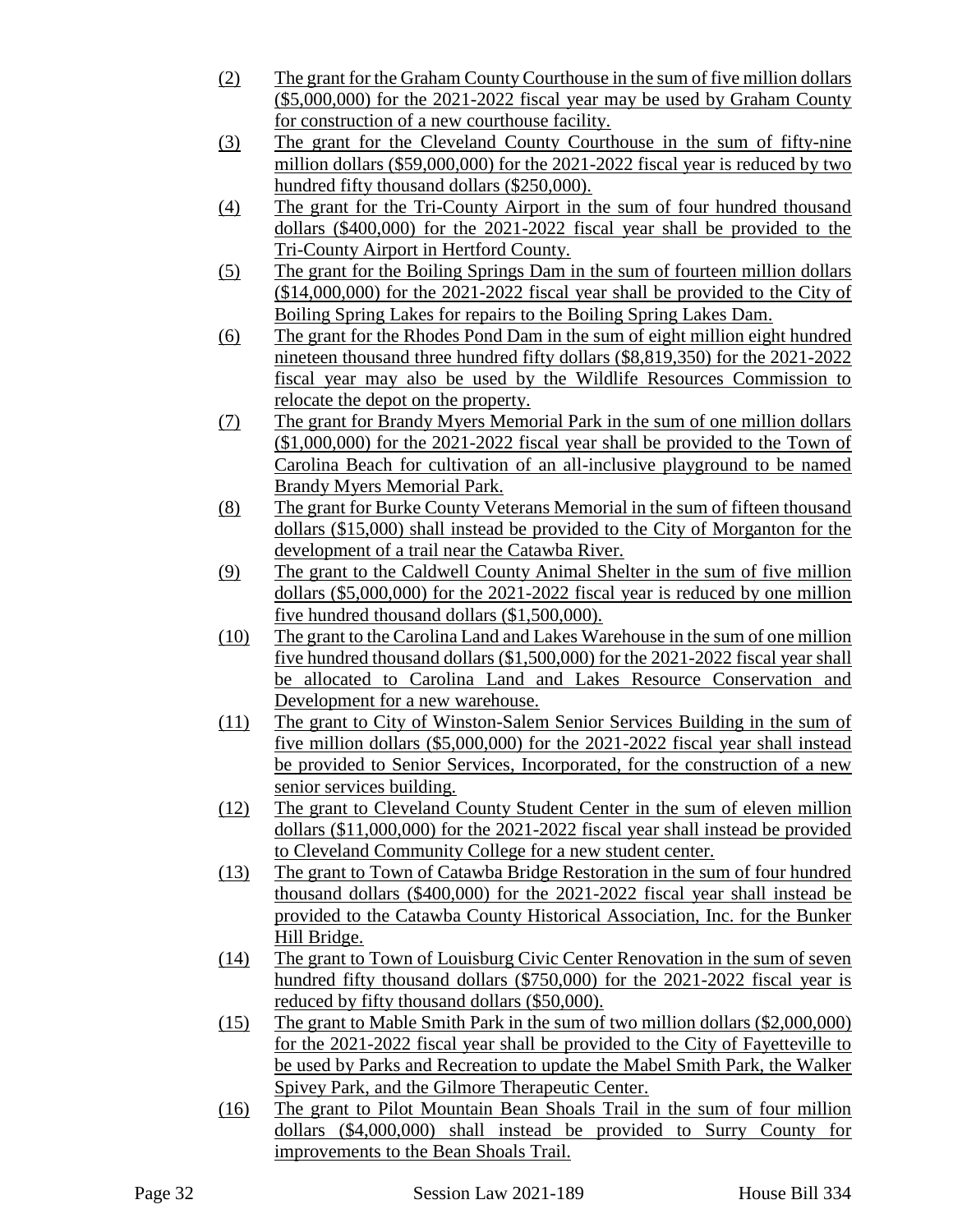(2) The grant for the Graham County Courthouse in the sum of five million dollars ($5,000,000) for the 2021-2022 fiscal year may be used by Graham County for construction of a new courthouse facility.

(3) The grant for the Cleveland County Courthouse in the sum of fifty-nine million dollars ($59,000,000) for the 2021-2022 fiscal year is reduced by two hundred fifty thousand dollars ($250,000).

(4) The grant for the Tri-County Airport in the sum of four hundred thousand dollars ($400,000) for the 2021-2022 fiscal year shall be provided to the Tri-County Airport in Hertford County.

(5) The grant for the Boiling Springs Dam in the sum of fourteen million dollars ($14,000,000) for the 2021-2022 fiscal year shall be provided to the City of Boiling Spring Lakes for repairs to the Boiling Spring Lakes Dam.

(6) The grant for the Rhodes Pond Dam in the sum of eight million eight hundred nineteen thousand three hundred fifty dollars ($8,819,350) for the 2021-2022 fiscal year may also be used by the Wildlife Resources Commission to relocate the depot on the property.

(7) The grant for Brandy Myers Memorial Park in the sum of one million dollars ($1,000,000) for the 2021-2022 fiscal year shall be provided to the Town of Carolina Beach for cultivation of an all-inclusive playground to be named Brandy Myers Memorial Park.

(8) The grant for Burke County Veterans Memorial in the sum of fifteen thousand dollars ($15,000) shall instead be provided to the City of Morganton for the development of a trail near the Catawba River.

(9) The grant to the Caldwell County Animal Shelter in the sum of five million dollars ($5,000,000) for the 2021-2022 fiscal year is reduced by one million five hundred thousand dollars ($1,500,000).

(10) The grant to the Carolina Land and Lakes Warehouse in the sum of one million five hundred thousand dollars ($1,500,000) for the 2021-2022 fiscal year shall be allocated to Carolina Land and Lakes Resource Conservation and Development for a new warehouse.

(11) The grant to City of Winston-Salem Senior Services Building in the sum of five million dollars ($5,000,000) for the 2021-2022 fiscal year shall instead be provided to Senior Services, Incorporated, for the construction of a new senior services building.

(12) The grant to Cleveland County Student Center in the sum of eleven million dollars ($11,000,000) for the 2021-2022 fiscal year shall instead be provided to Cleveland Community College for a new student center.

(13) The grant to Town of Catawba Bridge Restoration in the sum of four hundred thousand dollars ($400,000) for the 2021-2022 fiscal year shall instead be provided to the Catawba County Historical Association, Inc. for the Bunker Hill Bridge.

(14) The grant to Town of Louisburg Civic Center Renovation in the sum of seven hundred fifty thousand dollars ($750,000) for the 2021-2022 fiscal year is reduced by fifty thousand dollars ($50,000).

(15) The grant to Mable Smith Park in the sum of two million dollars ($2,000,000) for the 2021-2022 fiscal year shall be provided to the City of Fayetteville to be used by Parks and Recreation to update the Mabel Smith Park, the Walker Spivey Park, and the Gilmore Therapeutic Center.

(16) The grant to Pilot Mountain Bean Shoals Trail in the sum of four million dollars ($4,000,000) shall instead be provided to Surry County for improvements to the Bean Shoals Trail.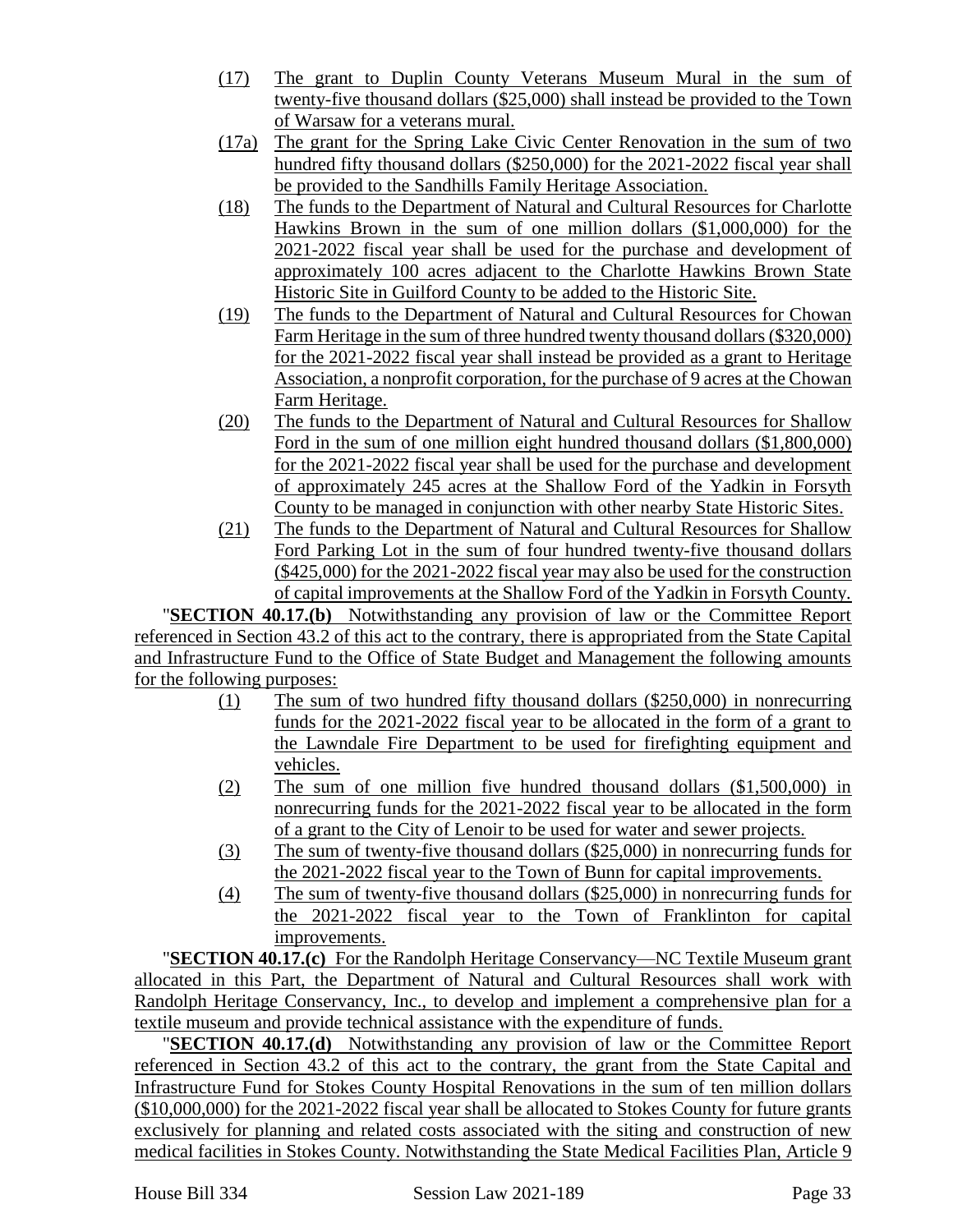(17) The grant to Duplin County Veterans Museum Mural in the sum of twenty-five thousand dollars ($25,000) shall instead be provided to the Town of Warsaw for a veterans mural.

(17a) The grant for the Spring Lake Civic Center Renovation in the sum of two hundred fifty thousand dollars ($250,000) for the 2021-2022 fiscal year shall be provided to the Sandhills Family Heritage Association.

(18) The funds to the Department of Natural and Cultural Resources for Charlotte Hawkins Brown in the sum of one million dollars ($1,000,000) for the 2021-2022 fiscal year shall be used for the purchase and development of approximately 100 acres adjacent to the Charlotte Hawkins Brown State Historic Site in Guilford County to be added to the Historic Site.

(19) The funds to the Department of Natural and Cultural Resources for Chowan Farm Heritage in the sum of three hundred twenty thousand dollars ($320,000) for the 2021-2022 fiscal year shall instead be provided as a grant to Heritage Association, a nonprofit corporation, for the purchase of 9 acres at the Chowan Farm Heritage.

(20) The funds to the Department of Natural and Cultural Resources for Shallow Ford in the sum of one million eight hundred thousand dollars ($1,800,000) for the 2021-2022 fiscal year shall be used for the purchase and development of approximately 245 acres at the Shallow Ford of the Yadkin in Forsyth County to be managed in conjunction with other nearby State Historic Sites.

(21) The funds to the Department of Natural and Cultural Resources for Shallow Ford Parking Lot in the sum of four hundred twenty-five thousand dollars ($425,000) for the 2021-2022 fiscal year may also be used for the construction of capital improvements at the Shallow Ford of the Yadkin in Forsyth County.

"**SECTION 40.17.(b)** Notwithstanding any provision of law or the Committee Report referenced in Section 43.2 of this act to the contrary, there is appropriated from the State Capital and Infrastructure Fund to the Office of State Budget and Management the following amounts for the following purposes:

(1) The sum of two hundred fifty thousand dollars ($250,000) in nonrecurring funds for the 2021-2022 fiscal year to be allocated in the form of a grant to the Lawndale Fire Department to be used for firefighting equipment and vehicles.

(2) The sum of one million five hundred thousand dollars ($1,500,000) in nonrecurring funds for the 2021-2022 fiscal year to be allocated in the form of a grant to the City of Lenoir to be used for water and sewer projects.

(3) The sum of twenty-five thousand dollars ($25,000) in nonrecurring funds for the 2021-2022 fiscal year to the Town of Bunn for capital improvements.

(4) The sum of twenty-five thousand dollars ($25,000) in nonrecurring funds for the 2021-2022 fiscal year to the Town of Franklinton for capital improvements.

"**SECTION 40.17.(c)** For the Randolph Heritage Conservancy—NC Textile Museum grant allocated in this Part, the Department of Natural and Cultural Resources shall work with Randolph Heritage Conservancy, Inc., to develop and implement a comprehensive plan for a textile museum and provide technical assistance with the expenditure of funds.

"**SECTION 40.17.(d)** Notwithstanding any provision of law or the Committee Report referenced in Section 43.2 of this act to the contrary, the grant from the State Capital and Infrastructure Fund for Stokes County Hospital Renovations in the sum of ten million dollars ($10,000,000) for the 2021-2022 fiscal year shall be allocated to Stokes County for future grants exclusively for planning and related costs associated with the siting and construction of new medical facilities in Stokes County. Notwithstanding the State Medical Facilities Plan, Article 9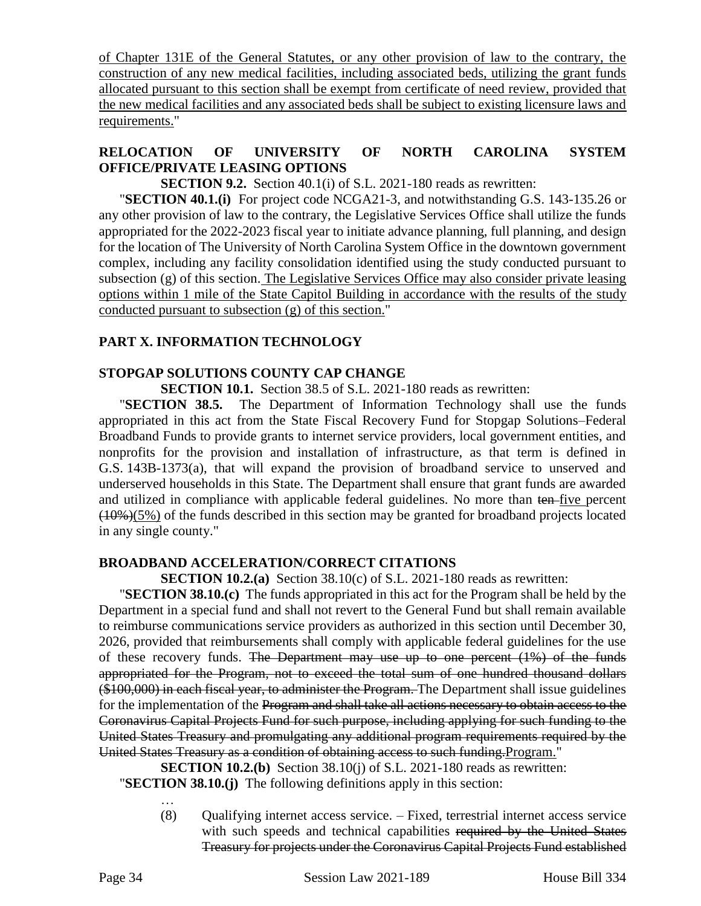of Chapter 131E of the General Statutes, or any other provision of law to the contrary, the construction of any new medical facilities, including associated beds, utilizing the grant funds allocated pursuant to this section shall be exempt from certificate of need review, provided that the new medical facilities and any associated beds shall be subject to existing licensure laws and requirements."

### RELOCATION OF UNIVERSITY OF NORTH CAROLINA SYSTEM OFFICE/PRIVATE LEASING OPTIONS

**SECTION 9.2.** Section 40.1(i) of S.L. 2021-180 reads as rewritten:

"**SECTION 40.1.(i)** For project code NCGA21-3, and notwithstanding G.S. 143-135.26 or any other provision of law to the contrary, the Legislative Services Office shall utilize the funds appropriated for the 2022-2023 fiscal year to initiate advance planning, full planning, and design for the location of The University of North Carolina System Office in the downtown government complex, including any facility consolidation identified using the study conducted pursuant to subsection (g) of this section. The Legislative Services Office may also consider private leasing options within 1 mile of the State Capitol Building in accordance with the results of the study conducted pursuant to subsection (g) of this section."

## PART X. INFORMATION TECHNOLOGY

### STOPGAP SOLUTIONS COUNTY CAP CHANGE

**SECTION 10.1.** Section 38.5 of S.L. 2021-180 reads as rewritten:

"**SECTION 38.5.** The Department of Information Technology shall use the funds appropriated in this act from the State Fiscal Recovery Fund for Stopgap Solutions–Federal Broadband Funds to provide grants to internet service providers, local government entities, and nonprofits for the provision and installation of infrastructure, as that term is defined in G.S. 143B-1373(a), that will expand the provision of broadband service to unserved and underserved households in this State. The Department shall ensure that grant funds are awarded and utilized in compliance with applicable federal guidelines. No more than ~~ten~~ five percent ~~(10%)~~(5%) of the funds described in this section may be granted for broadband projects located in any single county."

### BROADBAND ACCELERATION/CORRECT CITATIONS

**SECTION 10.2.(a)** Section 38.10(c) of S.L. 2021-180 reads as rewritten:

"**SECTION 38.10.(c)** The funds appropriated in this act for the Program shall be held by the Department in a special fund and shall not revert to the General Fund but shall remain available to reimburse communications service providers as authorized in this section until December 30, 2026, provided that reimbursements shall comply with applicable federal guidelines for the use of these recovery funds. ~~The Department may use up to one percent (1%) of the funds appropriated for the Program, not to exceed the total sum of one hundred thousand dollars ($100,000) in each fiscal year, to administer the Program.~~ The Department shall issue guidelines for the implementation of the ~~Program and shall take all actions necessary to obtain access to the Coronavirus Capital Projects Fund for such purpose, including applying for such funding to the United States Treasury and promulgating any additional program requirements required by the United States Treasury as a condition of obtaining access to such funding.~~Program."

**SECTION 10.2.(b)** Section 38.10(j) of S.L. 2021-180 reads as rewritten:

"**SECTION 38.10.(j)** The following definitions apply in this section:

…

(8) Qualifying internet access service. – Fixed, terrestrial internet access service with such speeds and technical capabilities ~~required by the United States Treasury for projects under the Coronavirus Capital Projects Fund established~~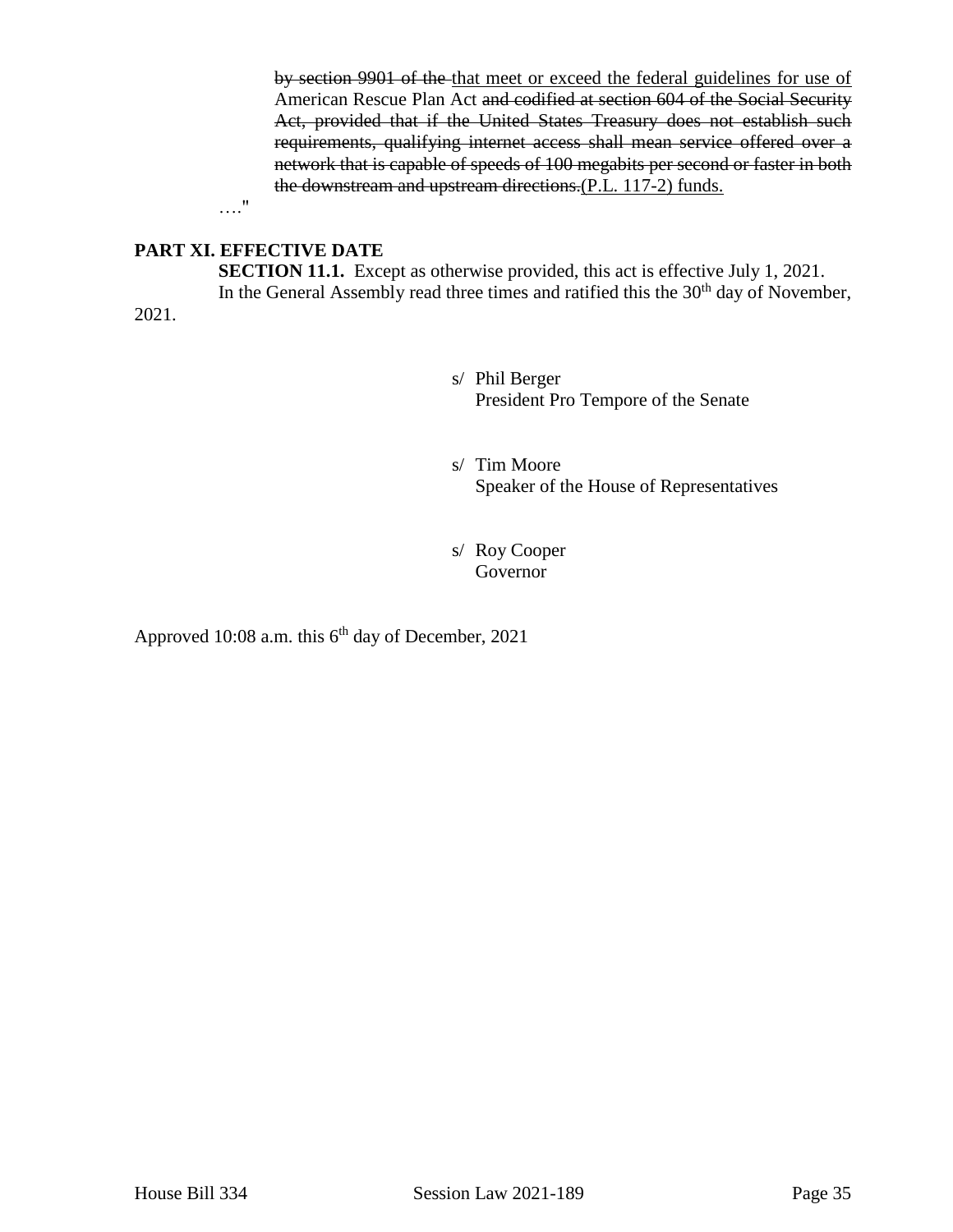~~by section 9901 of the~~ <u>that meet or exceed the federal guidelines for use of</u> American Rescue Plan Act ~~and codified at section 604 of the Social Security Act, provided that if the United States Treasury does not establish such requirements, qualifying internet access shall mean service offered over a network that is capable of speeds of 100 megabits per second or faster in both the downstream and upstream directions.~~<u>(P.L. 117-2) funds.</u>

…."

**PART XI. EFFECTIVE DATE**

**SECTION 11.1.** Except as otherwise provided, this act is effective July 1, 2021.

In the General Assembly read three times and ratified this the 30th day of November, 2021.

s/ Phil Berger
President Pro Tempore of the Senate

s/ Tim Moore
Speaker of the House of Representatives

s/ Roy Cooper
Governor

Approved 10:08 a.m. this 6th day of December, 2021